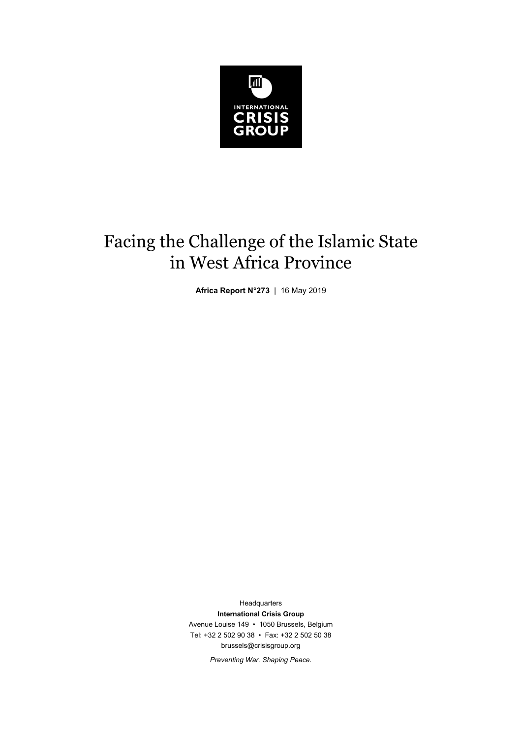INTERNATIONAL
CRISIS
GROUP

# Facing the Challenge of the Islamic State in West Africa Province

**Africa Report N°273** | 16 May 2019

Headquarters
**International Crisis Group**
Avenue Louise 149 • 1050 Brussels, Belgium
Tel: +32 2 502 90 38 • Fax: +32 2 502 50 38
brussels@crisisgroup.org

*Preventing War. Shaping Peace.*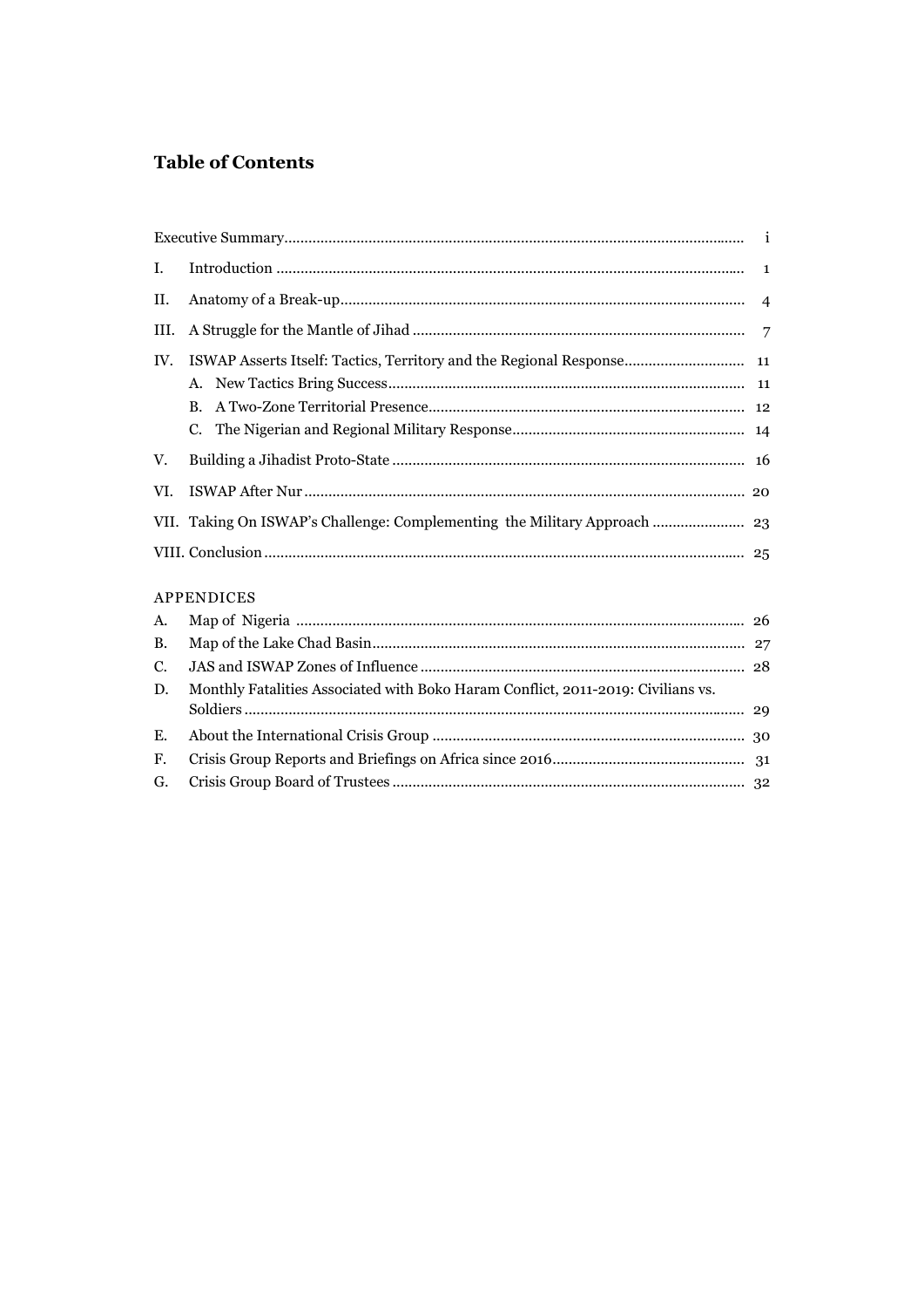## Table of Contents

| | | |
|---|---|---|
| Executive Summary | | i |
| I. | Introduction | 1 |
| II. | Anatomy of a Break-up | 4 |
| III. | A Struggle for the Mantle of Jihad | 7 |
| IV. | ISWAP Asserts Itself: Tactics, Territory and the Regional Response | 11 |
| | A. New Tactics Bring Success | 11 |
| | B. A Two-Zone Territorial Presence | 12 |
| | C. The Nigerian and Regional Military Response | 14 |
| V. | Building a Jihadist Proto-State | 16 |
| VI. | ISWAP After Nur | 20 |
| VII. | Taking On ISWAP's Challenge: Complementing the Military Approach | 23 |
| VIII. | Conclusion | 25 |

APPENDICES

| | | |
|---|---|---|
| A. | Map of Nigeria | 26 |
| B. | Map of the Lake Chad Basin | 27 |
| C. | JAS and ISWAP Zones of Influence | 28 |
| D. | Monthly Fatalities Associated with Boko Haram Conflict, 2011-2019: Civilians vs. Soldiers | 29 |
| E. | About the International Crisis Group | 30 |
| F. | Crisis Group Reports and Briefings on Africa since 2016 | 31 |
| G. | Crisis Group Board of Trustees | 32 |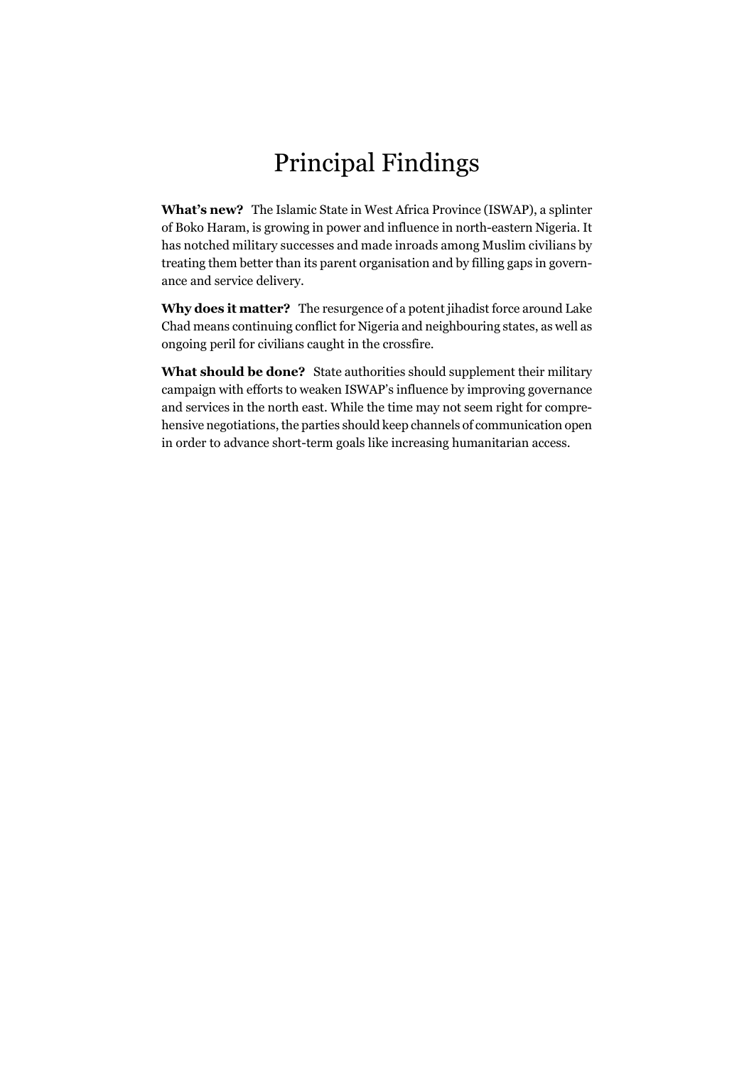# Principal Findings

**What's new?** The Islamic State in West Africa Province (ISWAP), a splinter of Boko Haram, is growing in power and influence in north-eastern Nigeria. It has notched military successes and made inroads among Muslim civilians by treating them better than its parent organisation and by filling gaps in governance and service delivery.

**Why does it matter?** The resurgence of a potent jihadist force around Lake Chad means continuing conflict for Nigeria and neighbouring states, as well as ongoing peril for civilians caught in the crossfire.

**What should be done?** State authorities should supplement their military campaign with efforts to weaken ISWAP's influence by improving governance and services in the north east. While the time may not seem right for comprehensive negotiations, the parties should keep channels of communication open in order to advance short-term goals like increasing humanitarian access.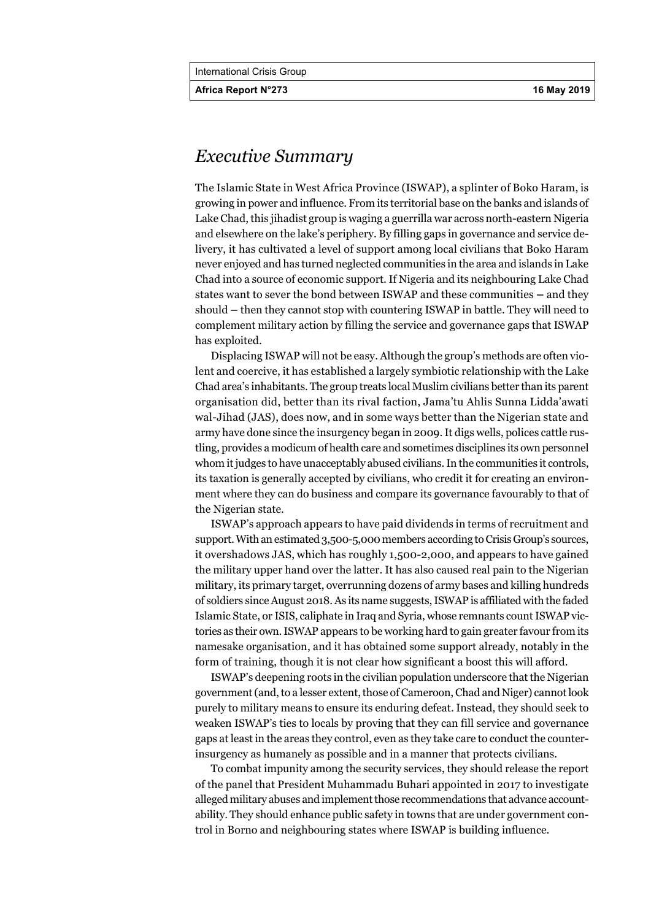# *Executive Summary*

The Islamic State in West Africa Province (ISWAP), a splinter of Boko Haram, is growing in power and influence. From its territorial base on the banks and islands of Lake Chad, this jihadist group is waging a guerrilla war across north-eastern Nigeria and elsewhere on the lake's periphery. By filling gaps in governance and service delivery, it has cultivated a level of support among local civilians that Boko Haram never enjoyed and has turned neglected communities in the area and islands in Lake Chad into a source of economic support. If Nigeria and its neighbouring Lake Chad states want to sever the bond between ISWAP and these communities – and they should – then they cannot stop with countering ISWAP in battle. They will need to complement military action by filling the service and governance gaps that ISWAP has exploited.

Displacing ISWAP will not be easy. Although the group's methods are often violent and coercive, it has established a largely symbiotic relationship with the Lake Chad area's inhabitants. The group treats local Muslim civilians better than its parent organisation did, better than its rival faction, Jama'tu Ahlis Sunna Lidda'awati wal-Jihad (JAS), does now, and in some ways better than the Nigerian state and army have done since the insurgency began in 2009. It digs wells, polices cattle rustling, provides a modicum of health care and sometimes disciplines its own personnel whom it judges to have unacceptably abused civilians. In the communities it controls, its taxation is generally accepted by civilians, who credit it for creating an environment where they can do business and compare its governance favourably to that of the Nigerian state.

ISWAP's approach appears to have paid dividends in terms of recruitment and support. With an estimated 3,500-5,000 members according to Crisis Group's sources, it overshadows JAS, which has roughly 1,500-2,000, and appears to have gained the military upper hand over the latter. It has also caused real pain to the Nigerian military, its primary target, overrunning dozens of army bases and killing hundreds of soldiers since August 2018. As its name suggests, ISWAP is affiliated with the faded Islamic State, or ISIS, caliphate in Iraq and Syria, whose remnants count ISWAP victories as their own. ISWAP appears to be working hard to gain greater favour from its namesake organisation, and it has obtained some support already, notably in the form of training, though it is not clear how significant a boost this will afford.

ISWAP's deepening roots in the civilian population underscore that the Nigerian government (and, to a lesser extent, those of Cameroon, Chad and Niger) cannot look purely to military means to ensure its enduring defeat. Instead, they should seek to weaken ISWAP's ties to locals by proving that they can fill service and governance gaps at least in the areas they control, even as they take care to conduct the counter-insurgency as humanely as possible and in a manner that protects civilians.

To combat impunity among the security services, they should release the report of the panel that President Muhammadu Buhari appointed in 2017 to investigate alleged military abuses and implement those recommendations that advance accountability. They should enhance public safety in towns that are under government control in Borno and neighbouring states where ISWAP is building influence.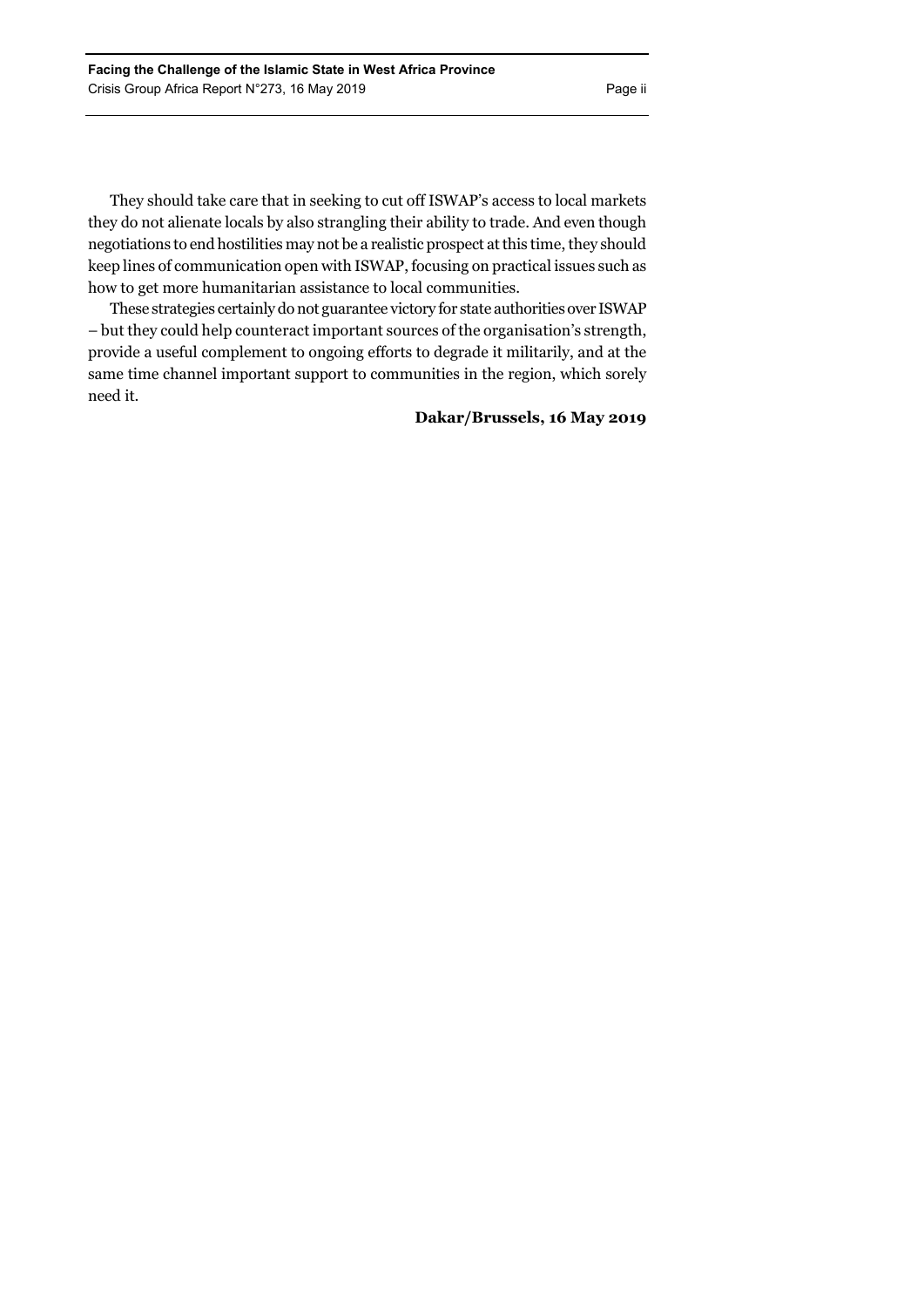They should take care that in seeking to cut off ISWAP's access to local markets they do not alienate locals by also strangling their ability to trade. And even though negotiations to end hostilities may not be a realistic prospect at this time, they should keep lines of communication open with ISWAP, focusing on practical issues such as how to get more humanitarian assistance to local communities.

These strategies certainly do not guarantee victory for state authorities over ISWAP – but they could help counteract important sources of the organisation's strength, provide a useful complement to ongoing efforts to degrade it militarily, and at the same time channel important support to communities in the region, which sorely need it.

**Dakar/Brussels, 16 May 2019**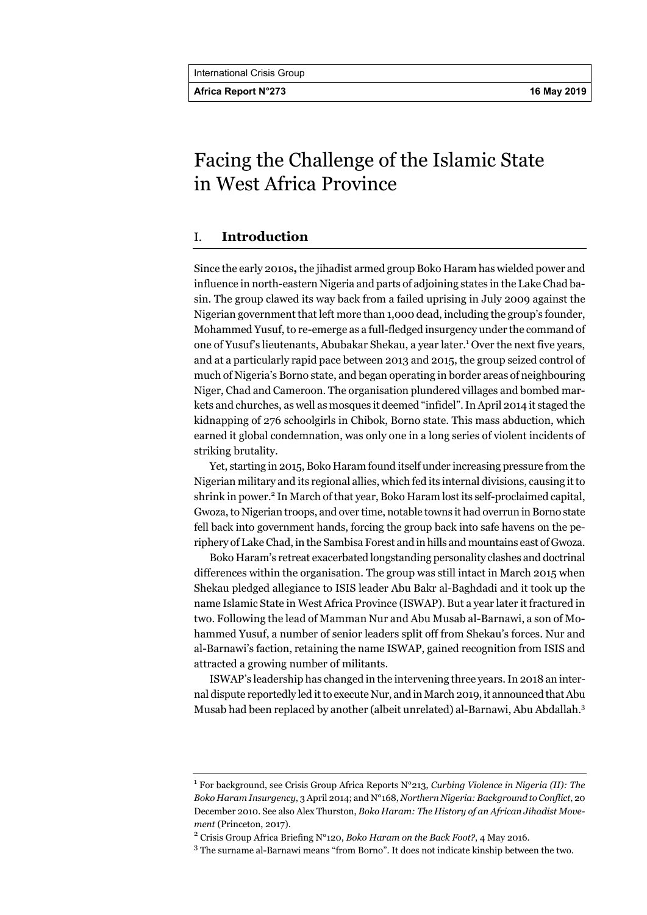# Facing the Challenge of the Islamic State in West Africa Province

## I. Introduction

Since the early 2010s, the jihadist armed group Boko Haram has wielded power and influence in north-eastern Nigeria and parts of adjoining states in the Lake Chad basin. The group clawed its way back from a failed uprising in July 2009 against the Nigerian government that left more than 1,000 dead, including the group's founder, Mohammed Yusuf, to re-emerge as a full-fledged insurgency under the command of one of Yusuf's lieutenants, Abubakar Shekau, a year later.[1] Over the next five years, and at a particularly rapid pace between 2013 and 2015, the group seized control of much of Nigeria's Borno state, and began operating in border areas of neighbouring Niger, Chad and Cameroon. The organisation plundered villages and bombed markets and churches, as well as mosques it deemed "infidel". In April 2014 it staged the kidnapping of 276 schoolgirls in Chibok, Borno state. This mass abduction, which earned it global condemnation, was only one in a long series of violent incidents of striking brutality.

Yet, starting in 2015, Boko Haram found itself under increasing pressure from the Nigerian military and its regional allies, which fed its internal divisions, causing it to shrink in power.[2] In March of that year, Boko Haram lost its self-proclaimed capital, Gwoza, to Nigerian troops, and over time, notable towns it had overrun in Borno state fell back into government hands, forcing the group back into safe havens on the periphery of Lake Chad, in the Sambisa Forest and in hills and mountains east of Gwoza.

Boko Haram's retreat exacerbated longstanding personality clashes and doctrinal differences within the organisation. The group was still intact in March 2015 when Shekau pledged allegiance to ISIS leader Abu Bakr al-Baghdadi and it took up the name Islamic State in West Africa Province (ISWAP). But a year later it fractured in two. Following the lead of Mamman Nur and Abu Musab al-Barnawi, a son of Mohammed Yusuf, a number of senior leaders split off from Shekau's forces. Nur and al-Barnawi's faction, retaining the name ISWAP, gained recognition from ISIS and attracted a growing number of militants.

ISWAP's leadership has changed in the intervening three years. In 2018 an internal dispute reportedly led it to execute Nur, and in March 2019, it announced that Abu Musab had been replaced by another (albeit unrelated) al-Barnawi, Abu Abdallah.[3]

---

[1] For background, see Crisis Group Africa Reports N°213, *Curbing Violence in Nigeria (II): The Boko Haram Insurgency*, 3 April 2014; and N°168, *Northern Nigeria: Background to Conflict*, 20 December 2010. See also Alex Thurston, *Boko Haram: The History of an African Jihadist Movement* (Princeton, 2017).

[2] Crisis Group Africa Briefing N°120, *Boko Haram on the Back Foot?*, 4 May 2016.

[3] The surname al-Barnawi means "from Borno". It does not indicate kinship between the two.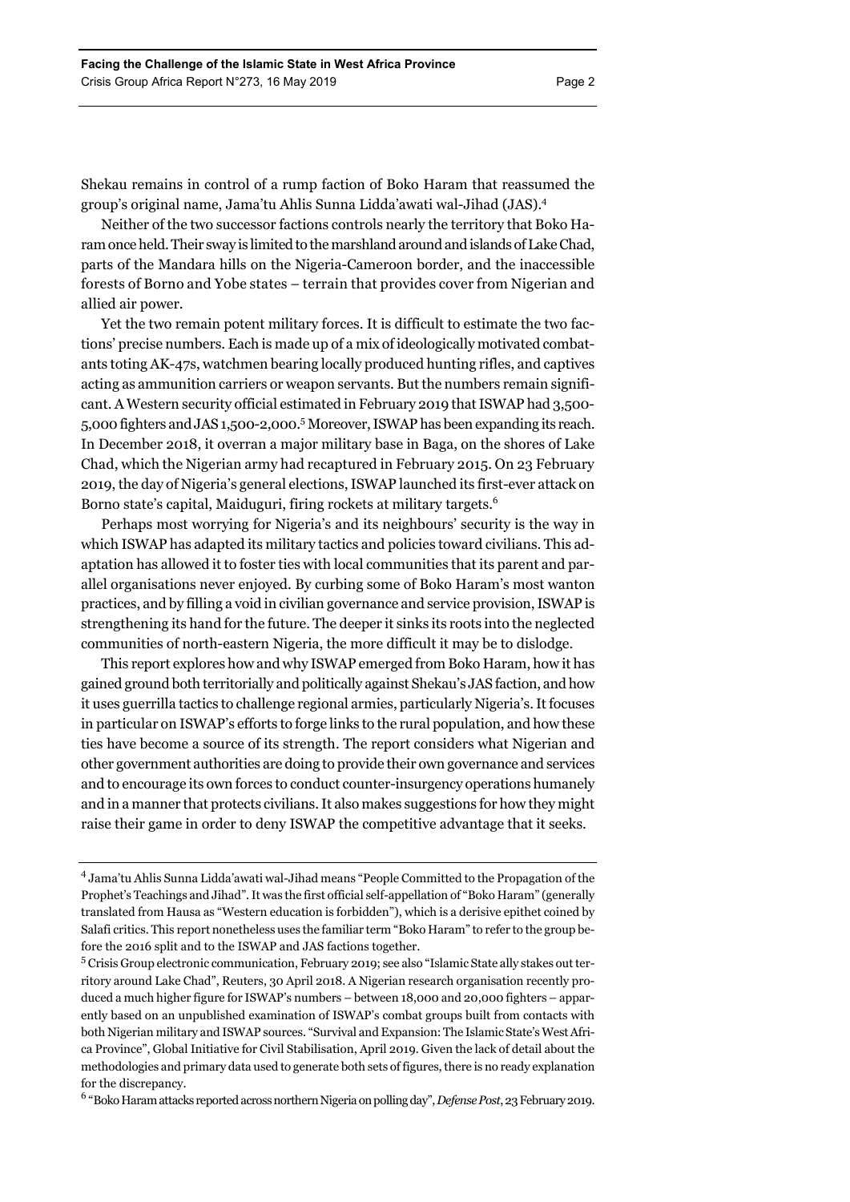Shekau remains in control of a rump faction of Boko Haram that reassumed the group's original name, Jama'tu Ahlis Sunna Lidda'awati wal-Jihad (JAS).[4]

Neither of the two successor factions controls nearly the territory that Boko Haram once held. Their sway is limited to the marshland around and islands of Lake Chad, parts of the Mandara hills on the Nigeria-Cameroon border, and the inaccessible forests of Borno and Yobe states – terrain that provides cover from Nigerian and allied air power.

Yet the two remain potent military forces. It is difficult to estimate the two factions' precise numbers. Each is made up of a mix of ideologically motivated combatants toting AK-47s, watchmen bearing locally produced hunting rifles, and captives acting as ammunition carriers or weapon servants. But the numbers remain significant. A Western security official estimated in February 2019 that ISWAP had 3,500-5,000 fighters and JAS 1,500-2,000.[5] Moreover, ISWAP has been expanding its reach. In December 2018, it overran a major military base in Baga, on the shores of Lake Chad, which the Nigerian army had recaptured in February 2015. On 23 February 2019, the day of Nigeria's general elections, ISWAP launched its first-ever attack on Borno state's capital, Maiduguri, firing rockets at military targets.[6]

Perhaps most worrying for Nigeria's and its neighbours' security is the way in which ISWAP has adapted its military tactics and policies toward civilians. This adaptation has allowed it to foster ties with local communities that its parent and parallel organisations never enjoyed. By curbing some of Boko Haram's most wanton practices, and by filling a void in civilian governance and service provision, ISWAP is strengthening its hand for the future. The deeper it sinks its roots into the neglected communities of north-eastern Nigeria, the more difficult it may be to dislodge.

This report explores how and why ISWAP emerged from Boko Haram, how it has gained ground both territorially and politically against Shekau's JAS faction, and how it uses guerrilla tactics to challenge regional armies, particularly Nigeria's. It focuses in particular on ISWAP's efforts to forge links to the rural population, and how these ties have become a source of its strength. The report considers what Nigerian and other government authorities are doing to provide their own governance and services and to encourage its own forces to conduct counter-insurgency operations humanely and in a manner that protects civilians. It also makes suggestions for how they might raise their game in order to deny ISWAP the competitive advantage that it seeks.

---

[4] Jama'tu Ahlis Sunna Lidda'awati wal-Jihad means "People Committed to the Propagation of the Prophet's Teachings and Jihad". It was the first official self-appellation of "Boko Haram" (generally translated from Hausa as "Western education is forbidden"), which is a derisive epithet coined by Salafi critics. This report nonetheless uses the familiar term "Boko Haram" to refer to the group before the 2016 split and to the ISWAP and JAS factions together.

[5] Crisis Group electronic communication, February 2019; see also "Islamic State ally stakes out territory around Lake Chad", Reuters, 30 April 2018. A Nigerian research organisation recently produced a much higher figure for ISWAP's numbers – between 18,000 and 20,000 fighters – apparently based on an unpublished examination of ISWAP's combat groups built from contacts with both Nigerian military and ISWAP sources. "Survival and Expansion: The Islamic State's West Africa Province", Global Initiative for Civil Stabilisation, April 2019. Given the lack of detail about the methodologies and primary data used to generate both sets of figures, there is no ready explanation for the discrepancy.

[6] "Boko Haram attacks reported across northern Nigeria on polling day", *Defense Post*, 23 February 2019.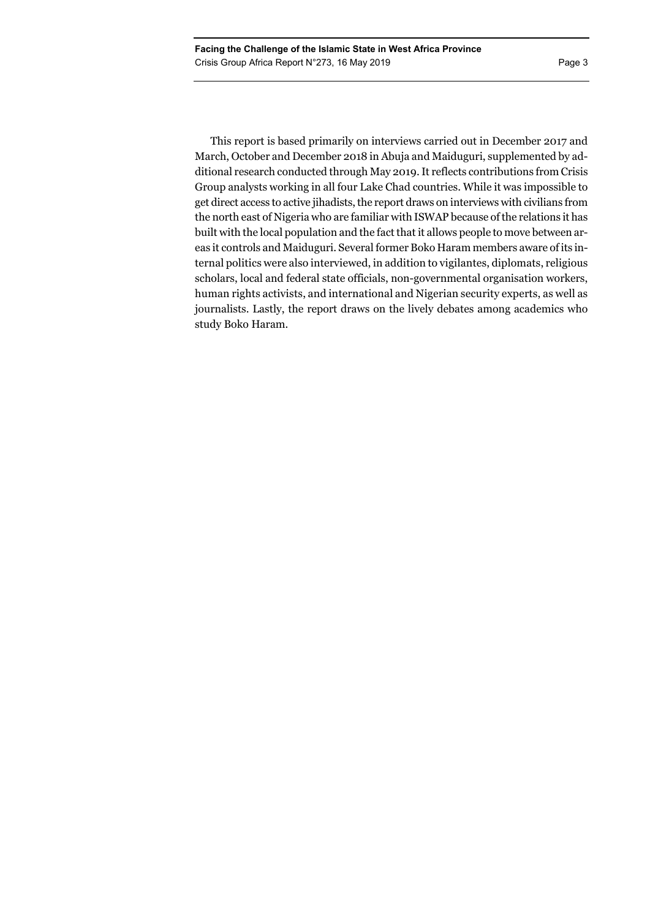This report is based primarily on interviews carried out in December 2017 and March, October and December 2018 in Abuja and Maiduguri, supplemented by additional research conducted through May 2019. It reflects contributions from Crisis Group analysts working in all four Lake Chad countries. While it was impossible to get direct access to active jihadists, the report draws on interviews with civilians from the north east of Nigeria who are familiar with ISWAP because of the relations it has built with the local population and the fact that it allows people to move between areas it controls and Maiduguri. Several former Boko Haram members aware of its internal politics were also interviewed, in addition to vigilantes, diplomats, religious scholars, local and federal state officials, non-governmental organisation workers, human rights activists, and international and Nigerian security experts, as well as journalists. Lastly, the report draws on the lively debates among academics who study Boko Haram.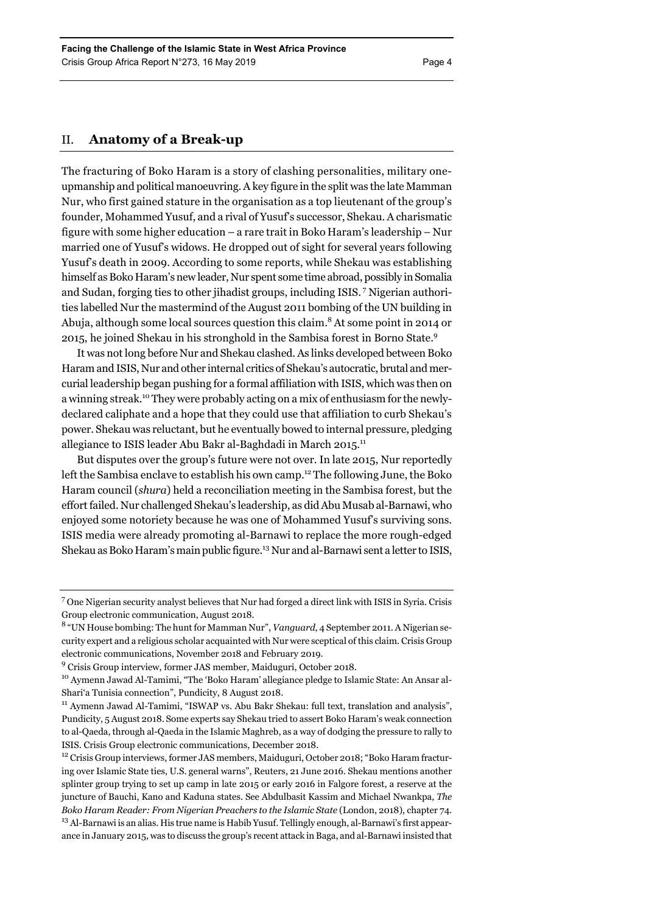## II. Anatomy of a Break-up

The fracturing of Boko Haram is a story of clashing personalities, military one-upmanship and political manoeuvring. A key figure in the split was the late Mamman Nur, who first gained stature in the organisation as a top lieutenant of the group's founder, Mohammed Yusuf, and a rival of Yusuf's successor, Shekau. A charismatic figure with some higher education – a rare trait in Boko Haram's leadership – Nur married one of Yusuf's widows. He dropped out of sight for several years following Yusuf's death in 2009. According to some reports, while Shekau was establishing himself as Boko Haram's new leader, Nur spent some time abroad, possibly in Somalia and Sudan, forging ties to other jihadist groups, including ISIS.[7] Nigerian authorities labelled Nur the mastermind of the August 2011 bombing of the UN building in Abuja, although some local sources question this claim.[8] At some point in 2014 or 2015, he joined Shekau in his stronghold in the Sambisa forest in Borno State.[9]

It was not long before Nur and Shekau clashed. As links developed between Boko Haram and ISIS, Nur and other internal critics of Shekau's autocratic, brutal and mercurial leadership began pushing for a formal affiliation with ISIS, which was then on a winning streak.[10] They were probably acting on a mix of enthusiasm for the newly-declared caliphate and a hope that they could use that affiliation to curb Shekau's power. Shekau was reluctant, but he eventually bowed to internal pressure, pledging allegiance to ISIS leader Abu Bakr al-Baghdadi in March 2015.[11]

But disputes over the group's future were not over. In late 2015, Nur reportedly left the Sambisa enclave to establish his own camp.[12] The following June, the Boko Haram council (*shura*) held a reconciliation meeting in the Sambisa forest, but the effort failed. Nur challenged Shekau's leadership, as did Abu Musab al-Barnawi, who enjoyed some notoriety because he was one of Mohammed Yusuf's surviving sons. ISIS media were already promoting al-Barnawi to replace the more rough-edged Shekau as Boko Haram's main public figure.[13] Nur and al-Barnawi sent a letter to ISIS,

---

[7] One Nigerian security analyst believes that Nur had forged a direct link with ISIS in Syria. Crisis Group electronic communication, August 2018.

[8] "UN House bombing: The hunt for Mamman Nur", *Vanguard*, 4 September 2011. A Nigerian security expert and a religious scholar acquainted with Nur were sceptical of this claim. Crisis Group electronic communications, November 2018 and February 2019.

[9] Crisis Group interview, former JAS member, Maiduguri, October 2018.

[10] Aymenn Jawad Al-Tamimi, "The 'Boko Haram' allegiance pledge to Islamic State: An Ansar al-Shari'a Tunisia connection", Pundicity, 8 August 2018.

[11] Aymenn Jawad Al-Tamimi, "ISWAP vs. Abu Bakr Shekau: full text, translation and analysis", Pundicity, 5 August 2018. Some experts say Shekau tried to assert Boko Haram's weak connection to al-Qaeda, through al-Qaeda in the Islamic Maghreb, as a way of dodging the pressure to rally to ISIS. Crisis Group electronic communications, December 2018.

[12] Crisis Group interviews, former JAS members, Maiduguri, October 2018; "Boko Haram fracturing over Islamic State ties, U.S. general warns", Reuters, 21 June 2016. Shekau mentions another splinter group trying to set up camp in late 2015 or early 2016 in Falgore forest, a reserve at the juncture of Bauchi, Kano and Kaduna states. See Abdulbasit Kassim and Michael Nwankpa, *The Boko Haram Reader: From Nigerian Preachers to the Islamic State* (London, 2018), chapter 74.

[13] Al-Barnawi is an alias. His true name is Habib Yusuf. Tellingly enough, al-Barnawi's first appearance in January 2015, was to discuss the group's recent attack in Baga, and al-Barnawi insisted that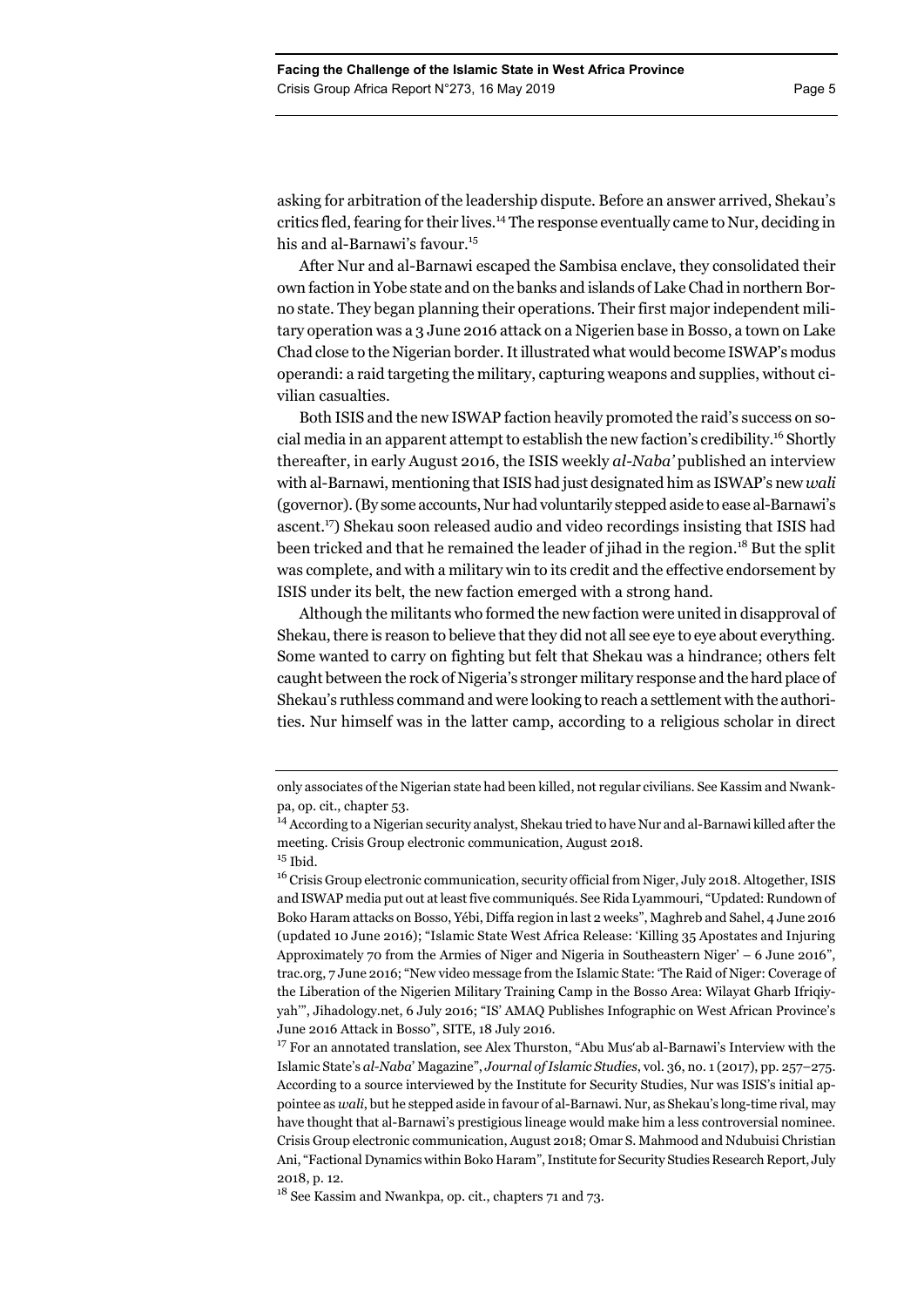asking for arbitration of the leadership dispute. Before an answer arrived, Shekau's critics fled, fearing for their lives.[14] The response eventually came to Nur, deciding in his and al-Barnawi's favour.[15]

After Nur and al-Barnawi escaped the Sambisa enclave, they consolidated their own faction in Yobe state and on the banks and islands of Lake Chad in northern Borno state. They began planning their operations. Their first major independent military operation was a 3 June 2016 attack on a Nigerien base in Bosso, a town on Lake Chad close to the Nigerian border. It illustrated what would become ISWAP's modus operandi: a raid targeting the military, capturing weapons and supplies, without civilian casualties.

Both ISIS and the new ISWAP faction heavily promoted the raid's success on social media in an apparent attempt to establish the new faction's credibility.[16] Shortly thereafter, in early August 2016, the ISIS weekly *al-Naba'* published an interview with al-Barnawi, mentioning that ISIS had just designated him as ISWAP's new *wali* (governor). (By some accounts, Nur had voluntarily stepped aside to ease al-Barnawi's ascent.[17]) Shekau soon released audio and video recordings insisting that ISIS had been tricked and that he remained the leader of jihad in the region.[18] But the split was complete, and with a military win to its credit and the effective endorsement by ISIS under its belt, the new faction emerged with a strong hand.

Although the militants who formed the new faction were united in disapproval of Shekau, there is reason to believe that they did not all see eye to eye about everything. Some wanted to carry on fighting but felt that Shekau was a hindrance; others felt caught between the rock of Nigeria's stronger military response and the hard place of Shekau's ruthless command and were looking to reach a settlement with the authorities. Nur himself was in the latter camp, according to a religious scholar in direct

---

only associates of the Nigerian state had been killed, not regular civilians. See Kassim and Nwankpa, op. cit., chapter 53.

[14] According to a Nigerian security analyst, Shekau tried to have Nur and al-Barnawi killed after the meeting. Crisis Group electronic communication, August 2018.

[15] Ibid.

[16] Crisis Group electronic communication, security official from Niger, July 2018. Altogether, ISIS and ISWAP media put out at least five communiqués. See Rida Lyammouri, "Updated: Rundown of Boko Haram attacks on Bosso, Yébi, Diffa region in last 2 weeks", Maghreb and Sahel, 4 June 2016 (updated 10 June 2016); "Islamic State West Africa Release: 'Killing 35 Apostates and Injuring Approximately 70 from the Armies of Niger and Nigeria in Southeastern Niger' – 6 June 2016", trac.org, 7 June 2016; "New video message from the Islamic State: 'The Raid of Niger: Coverage of the Liberation of the Nigerien Military Training Camp in the Bosso Area: Wilayat Gharb Ifriqiyyah'", Jihadology.net, 6 July 2016; "IS' AMAQ Publishes Infographic on West African Province's June 2016 Attack in Bosso", SITE, 18 July 2016.

[17] For an annotated translation, see Alex Thurston, "Abu Mus'ab al-Barnawi's Interview with the Islamic State's *al-Naba'* Magazine", *Journal of Islamic Studies*, vol. 36, no. 1 (2017), pp. 257–275. According to a source interviewed by the Institute for Security Studies, Nur was ISIS's initial appointee as *wali*, but he stepped aside in favour of al-Barnawi. Nur, as Shekau's long-time rival, may have thought that al-Barnawi's prestigious lineage would make him a less controversial nominee. Crisis Group electronic communication, August 2018; Omar S. Mahmood and Ndubuisi Christian Ani, "Factional Dynamics within Boko Haram", Institute for Security Studies Research Report, July 2018, p. 12.

[18] See Kassim and Nwankpa, op. cit., chapters 71 and 73.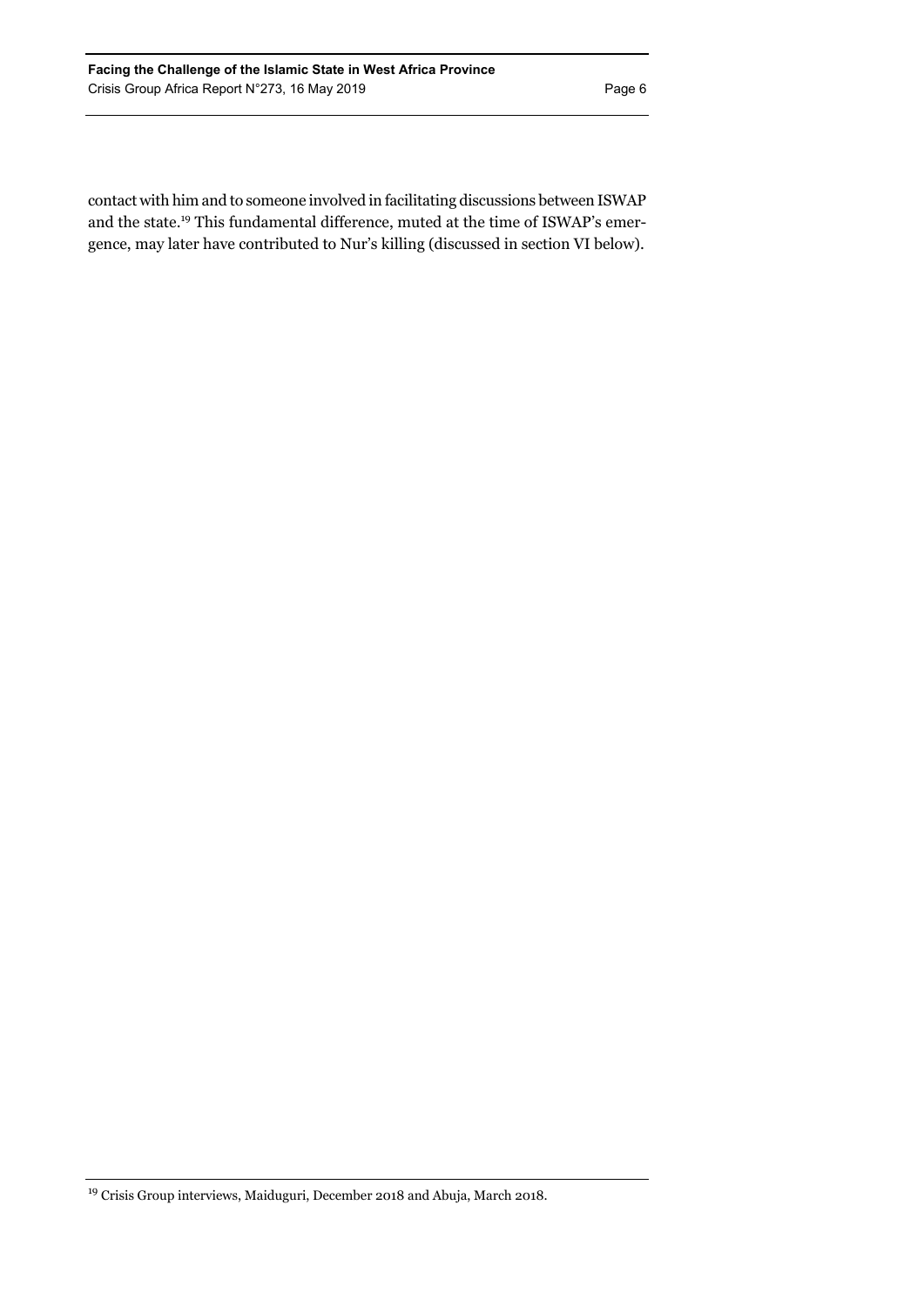contact with him and to someone involved in facilitating discussions between ISWAP and the state.[19] This fundamental difference, muted at the time of ISWAP's emergence, may later have contributed to Nur's killing (discussed in section VI below).

[19] Crisis Group interviews, Maiduguri, December 2018 and Abuja, March 2018.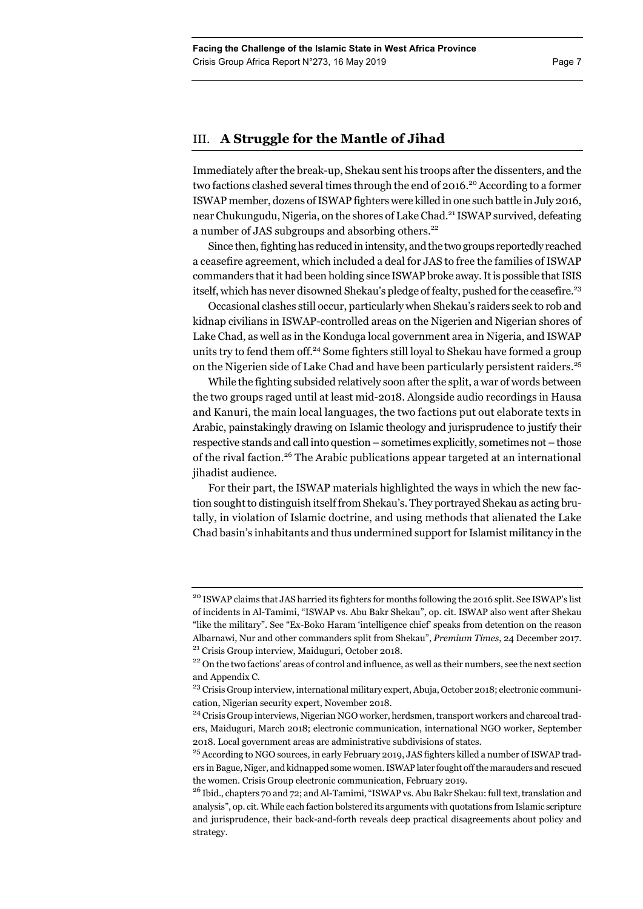## III. A Struggle for the Mantle of Jihad

Immediately after the break-up, Shekau sent his troops after the dissenters, and the two factions clashed several times through the end of 2016.[20] According to a former ISWAP member, dozens of ISWAP fighters were killed in one such battle in July 2016, near Chukungudu, Nigeria, on the shores of Lake Chad.[21] ISWAP survived, defeating a number of JAS subgroups and absorbing others.[22]

Since then, fighting has reduced in intensity, and the two groups reportedly reached a ceasefire agreement, which included a deal for JAS to free the families of ISWAP commanders that it had been holding since ISWAP broke away. It is possible that ISIS itself, which has never disowned Shekau's pledge of fealty, pushed for the ceasefire.[23]

Occasional clashes still occur, particularly when Shekau's raiders seek to rob and kidnap civilians in ISWAP-controlled areas on the Nigerien and Nigerian shores of Lake Chad, as well as in the Konduga local government area in Nigeria, and ISWAP units try to fend them off.[24] Some fighters still loyal to Shekau have formed a group on the Nigerien side of Lake Chad and have been particularly persistent raiders.[25]

While the fighting subsided relatively soon after the split, a war of words between the two groups raged until at least mid-2018. Alongside audio recordings in Hausa and Kanuri, the main local languages, the two factions put out elaborate texts in Arabic, painstakingly drawing on Islamic theology and jurisprudence to justify their respective stands and call into question – sometimes explicitly, sometimes not – those of the rival faction.[26] The Arabic publications appear targeted at an international jihadist audience.

For their part, the ISWAP materials highlighted the ways in which the new faction sought to distinguish itself from Shekau's. They portrayed Shekau as acting brutally, in violation of Islamic doctrine, and using methods that alienated the Lake Chad basin's inhabitants and thus undermined support for Islamist militancy in the

---

[20] ISWAP claims that JAS harried its fighters for months following the 2016 split. See ISWAP's list of incidents in Al-Tamimi, "ISWAP vs. Abu Bakr Shekau", op. cit. ISWAP also went after Shekau "like the military". See "Ex-Boko Haram 'intelligence chief' speaks from detention on the reason Albarnawi, Nur and other commanders split from Shekau", *Premium Times*, 24 December 2017.

[21] Crisis Group interview, Maiduguri, October 2018.

[22] On the two factions' areas of control and influence, as well as their numbers, see the next section and Appendix C.

[23] Crisis Group interview, international military expert, Abuja, October 2018; electronic communication, Nigerian security expert, November 2018.

[24] Crisis Group interviews, Nigerian NGO worker, herdsmen, transport workers and charcoal traders, Maiduguri, March 2018; electronic communication, international NGO worker, September 2018. Local government areas are administrative subdivisions of states.

[25] According to NGO sources, in early February 2019, JAS fighters killed a number of ISWAP traders in Bague, Niger, and kidnapped some women. ISWAP later fought off the marauders and rescued the women. Crisis Group electronic communication, February 2019.

[26] Ibid., chapters 70 and 72; and Al-Tamimi, "ISWAP vs. Abu Bakr Shekau: full text, translation and analysis", op. cit. While each faction bolstered its arguments with quotations from Islamic scripture and jurisprudence, their back-and-forth reveals deep practical disagreements about policy and strategy.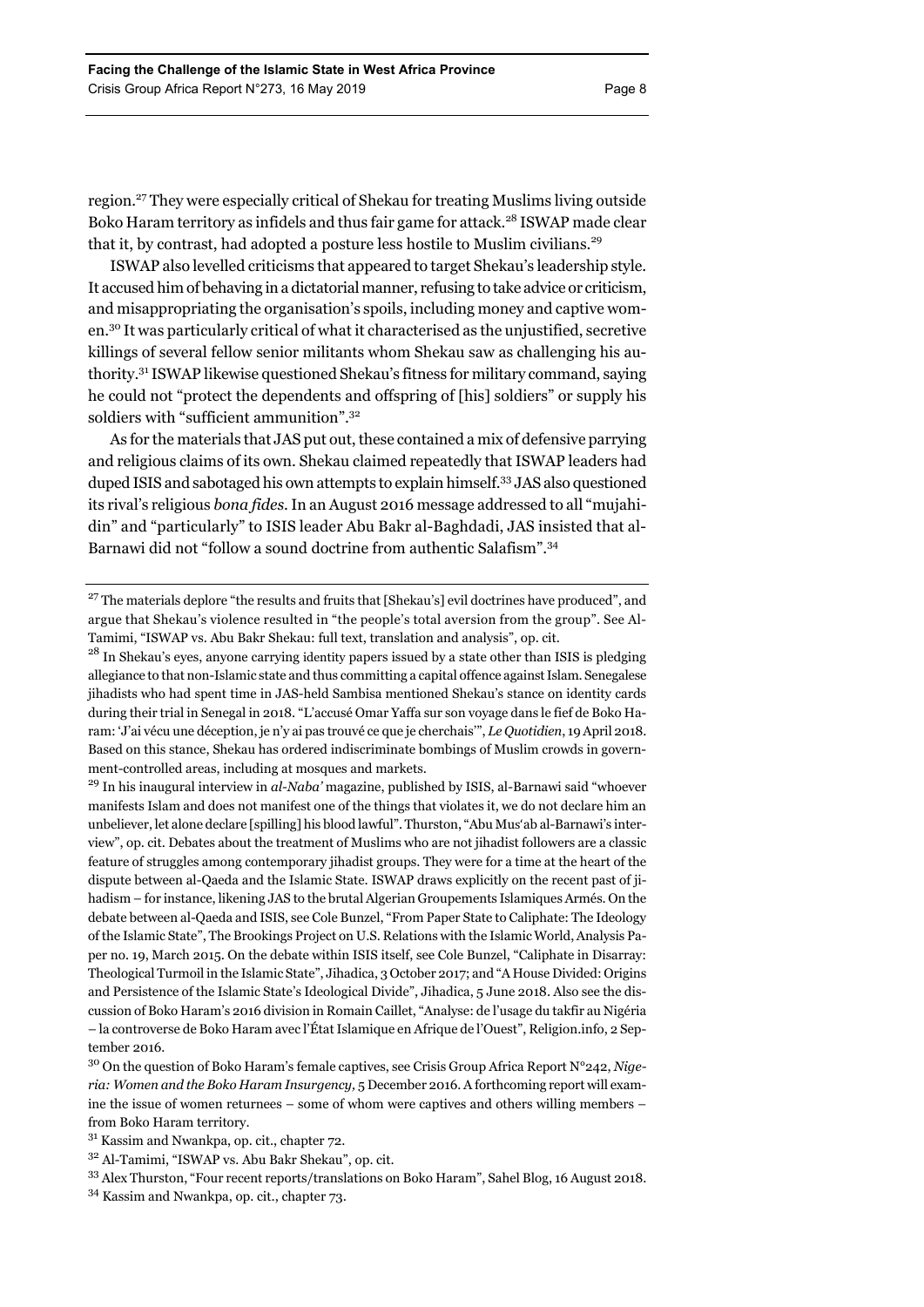region.[27] They were especially critical of Shekau for treating Muslims living outside Boko Haram territory as infidels and thus fair game for attack.[28] ISWAP made clear that it, by contrast, had adopted a posture less hostile to Muslim civilians.[29]

ISWAP also levelled criticisms that appeared to target Shekau's leadership style. It accused him of behaving in a dictatorial manner, refusing to take advice or criticism, and misappropriating the organisation's spoils, including money and captive women.[30] It was particularly critical of what it characterised as the unjustified, secretive killings of several fellow senior militants whom Shekau saw as challenging his authority.[31] ISWAP likewise questioned Shekau's fitness for military command, saying he could not "protect the dependents and offspring of [his] soldiers" or supply his soldiers with "sufficient ammunition".[32]

As for the materials that JAS put out, these contained a mix of defensive parrying and religious claims of its own. Shekau claimed repeatedly that ISWAP leaders had duped ISIS and sabotaged his own attempts to explain himself.[33] JAS also questioned its rival's religious *bona fides*. In an August 2016 message addressed to all "mujahidin" and "particularly" to ISIS leader Abu Bakr al-Baghdadi, JAS insisted that al-Barnawi did not "follow a sound doctrine from authentic Salafism".[34]

---

[27] The materials deplore "the results and fruits that [Shekau's] evil doctrines have produced", and argue that Shekau's violence resulted in "the people's total aversion from the group". See Al-Tamimi, "ISWAP vs. Abu Bakr Shekau: full text, translation and analysis", op. cit.

[28] In Shekau's eyes, anyone carrying identity papers issued by a state other than ISIS is pledging allegiance to that non-Islamic state and thus committing a capital offence against Islam. Senegalese jihadists who had spent time in JAS-held Sambisa mentioned Shekau's stance on identity cards during their trial in Senegal in 2018. "L'accusé Omar Yaffa sur son voyage dans le fief de Boko Haram: 'J'ai vécu une déception, je n'y ai pas trouvé ce que je cherchais'", *Le Quotidien*, 19 April 2018. Based on this stance, Shekau has ordered indiscriminate bombings of Muslim crowds in government-controlled areas, including at mosques and markets.

[29] In his inaugural interview in *al-Naba'* magazine, published by ISIS, al-Barnawi said "whoever manifests Islam and does not manifest one of the things that violates it, we do not declare him an unbeliever, let alone declare [spilling] his blood lawful". Thurston, "Abu Mus'ab al-Barnawi's interview", op. cit. Debates about the treatment of Muslims who are not jihadist followers are a classic feature of struggles among contemporary jihadist groups. They were for a time at the heart of the dispute between al-Qaeda and the Islamic State. ISWAP draws explicitly on the recent past of jihadism – for instance, likening JAS to the brutal Algerian Groupements Islamiques Armés. On the debate between al-Qaeda and ISIS, see Cole Bunzel, "From Paper State to Caliphate: The Ideology of the Islamic State", The Brookings Project on U.S. Relations with the Islamic World, Analysis Paper no. 19, March 2015. On the debate within ISIS itself, see Cole Bunzel, "Caliphate in Disarray: Theological Turmoil in the Islamic State", Jihadica, 3 October 2017; and "A House Divided: Origins and Persistence of the Islamic State's Ideological Divide", Jihadica, 5 June 2018. Also see the discussion of Boko Haram's 2016 division in Romain Caillet, "Analyse: de l'usage du takfir au Nigéria – la controverse de Boko Haram avec l'État Islamique en Afrique de l'Ouest", Religion.info, 2 September 2016.

[30] On the question of Boko Haram's female captives, see Crisis Group Africa Report N°242, *Nigeria: Women and the Boko Haram Insurgency*, 5 December 2016. A forthcoming report will examine the issue of women returnees – some of whom were captives and others willing members – from Boko Haram territory.

[31] Kassim and Nwankpa, op. cit., chapter 72.

[32] Al-Tamimi, "ISWAP vs. Abu Bakr Shekau", op. cit.

[33] Alex Thurston, "Four recent reports/translations on Boko Haram", Sahel Blog, 16 August 2018.

[34] Kassim and Nwankpa, op. cit., chapter 73.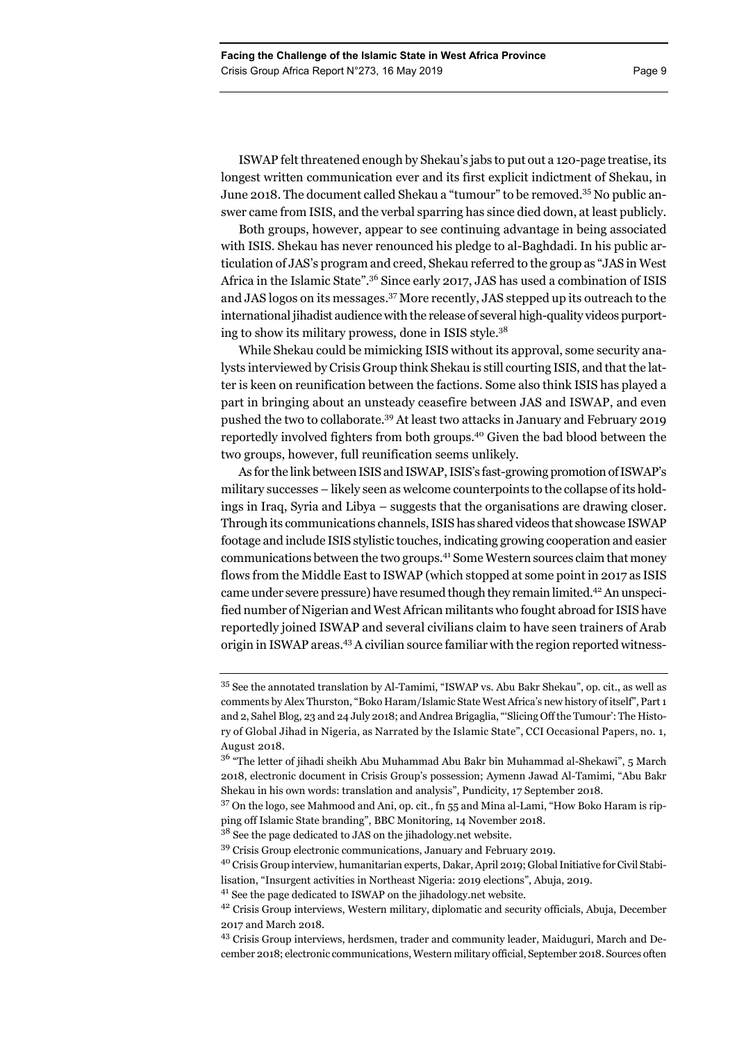ISWAP felt threatened enough by Shekau's jabs to put out a 120-page treatise, its longest written communication ever and its first explicit indictment of Shekau, in June 2018. The document called Shekau a "tumour" to be removed.[35] No public answer came from ISIS, and the verbal sparring has since died down, at least publicly.

Both groups, however, appear to see continuing advantage in being associated with ISIS. Shekau has never renounced his pledge to al-Baghdadi. In his public articulation of JAS's program and creed, Shekau referred to the group as "JAS in West Africa in the Islamic State".[36] Since early 2017, JAS has used a combination of ISIS and JAS logos on its messages.[37] More recently, JAS stepped up its outreach to the international jihadist audience with the release of several high-quality videos purporting to show its military prowess, done in ISIS style.[38]

While Shekau could be mimicking ISIS without its approval, some security analysts interviewed by Crisis Group think Shekau is still courting ISIS, and that the latter is keen on reunification between the factions. Some also think ISIS has played a part in bringing about an unsteady ceasefire between JAS and ISWAP, and even pushed the two to collaborate.[39] At least two attacks in January and February 2019 reportedly involved fighters from both groups.[40] Given the bad blood between the two groups, however, full reunification seems unlikely.

As for the link between ISIS and ISWAP, ISIS's fast-growing promotion of ISWAP's military successes – likely seen as welcome counterpoints to the collapse of its holdings in Iraq, Syria and Libya – suggests that the organisations are drawing closer. Through its communications channels, ISIS has shared videos that showcase ISWAP footage and include ISIS stylistic touches, indicating growing cooperation and easier communications between the two groups.[41] Some Western sources claim that money flows from the Middle East to ISWAP (which stopped at some point in 2017 as ISIS came under severe pressure) have resumed though they remain limited.[42] An unspecified number of Nigerian and West African militants who fought abroad for ISIS have reportedly joined ISWAP and several civilians claim to have seen trainers of Arab origin in ISWAP areas.[43] A civilian source familiar with the region reported witness-

---

[35] See the annotated translation by Al-Tamimi, "ISWAP vs. Abu Bakr Shekau", op. cit., as well as comments by Alex Thurston, "Boko Haram/Islamic State West Africa's new history of itself", Part 1 and 2, Sahel Blog, 23 and 24 July 2018; and Andrea Brigaglia, "'Slicing Off the Tumour': The History of Global Jihad in Nigeria, as Narrated by the Islamic State", CCI Occasional Papers, no. 1, August 2018.

[36] "The letter of jihadi sheikh Abu Muhammad Abu Bakr bin Muhammad al-Shekawi", 5 March 2018, electronic document in Crisis Group's possession; Aymenn Jawad Al-Tamimi, "Abu Bakr Shekau in his own words: translation and analysis", Pundicity, 17 September 2018.

[37] On the logo, see Mahmood and Ani, op. cit., fn 55 and Mina al-Lami, "How Boko Haram is ripping off Islamic State branding", BBC Monitoring, 14 November 2018.

[38] See the page dedicated to JAS on the jihadology.net website.

[39] Crisis Group electronic communications, January and February 2019.

[40] Crisis Group interview, humanitarian experts, Dakar, April 2019; Global Initiative for Civil Stabilisation, "Insurgent activities in Northeast Nigeria: 2019 elections", Abuja, 2019.

[41] See the page dedicated to ISWAP on the jihadology.net website.

[42] Crisis Group interviews, Western military, diplomatic and security officials, Abuja, December 2017 and March 2018.

[43] Crisis Group interviews, herdsmen, trader and community leader, Maiduguri, March and December 2018; electronic communications, Western military official, September 2018. Sources often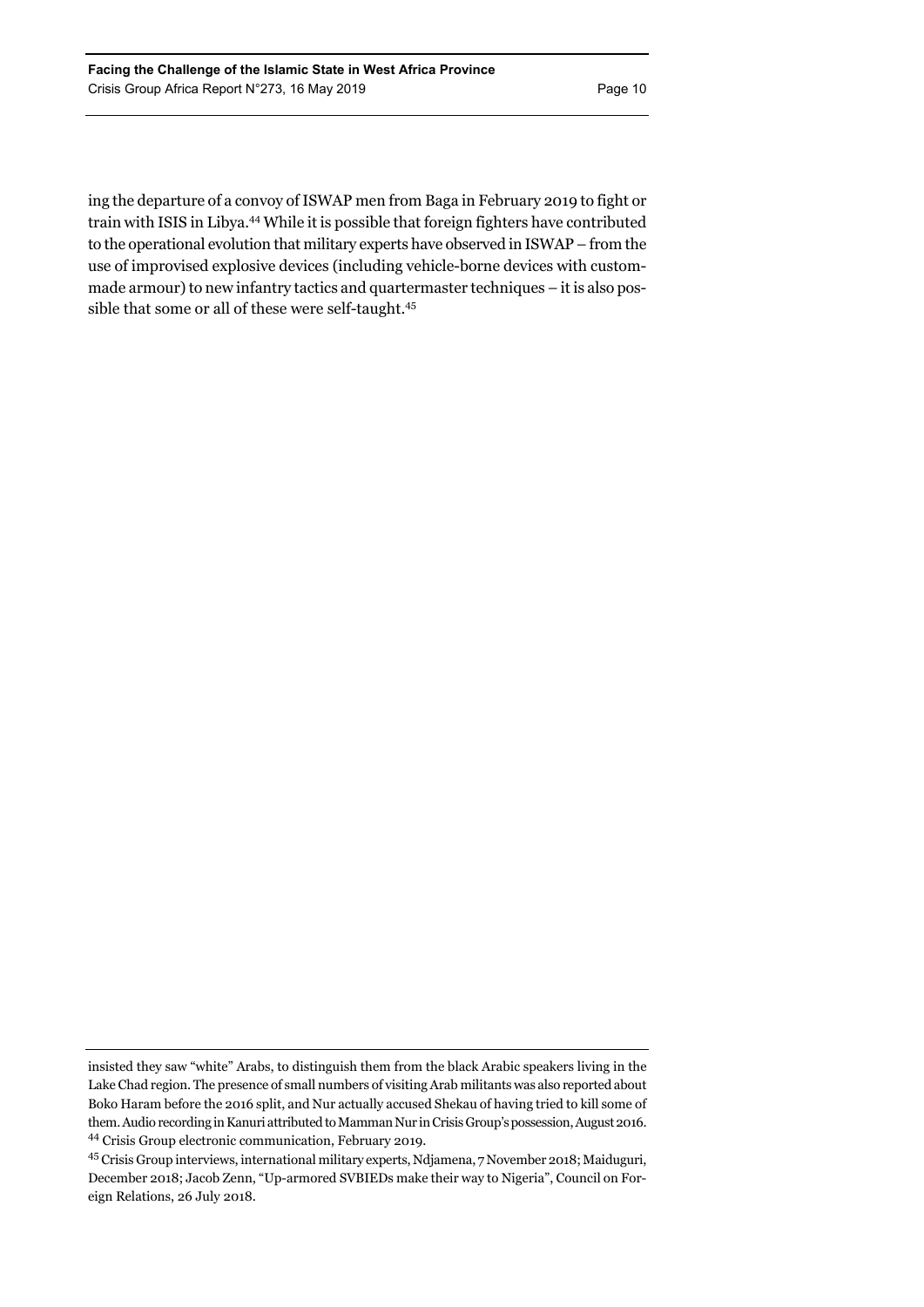ing the departure of a convoy of ISWAP men from Baga in February 2019 to fight or train with ISIS in Libya.[44] While it is possible that foreign fighters have contributed to the operational evolution that military experts have observed in ISWAP – from the use of improvised explosive devices (including vehicle-borne devices with custom-made armour) to new infantry tactics and quartermaster techniques – it is also possible that some or all of these were self-taught.[45]

---

insisted they saw "white" Arabs, to distinguish them from the black Arabic speakers living in the Lake Chad region. The presence of small numbers of visiting Arab militants was also reported about Boko Haram before the 2016 split, and Nur actually accused Shekau of having tried to kill some of them. Audio recording in Kanuri attributed to Mamman Nur in Crisis Group's possession, August 2016.

[44] Crisis Group electronic communication, February 2019.

[45] Crisis Group interviews, international military experts, Ndjamena, 7 November 2018; Maiduguri, December 2018; Jacob Zenn, "Up-armored SVBIEDs make their way to Nigeria", Council on Foreign Relations, 26 July 2018.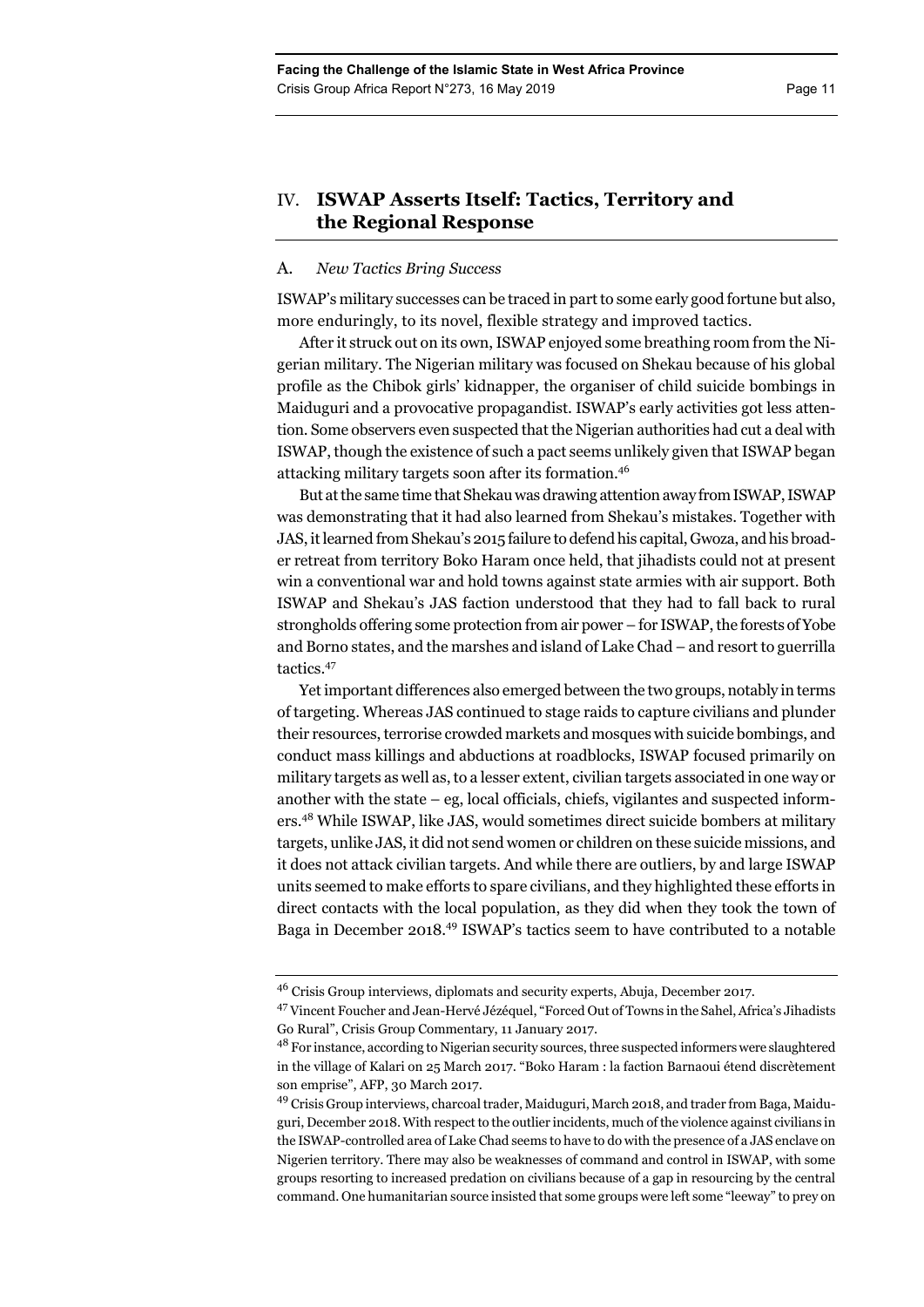## IV. ISWAP Asserts Itself: Tactics, Territory and the Regional Response

### A. *New Tactics Bring Success*

ISWAP's military successes can be traced in part to some early good fortune but also, more enduringly, to its novel, flexible strategy and improved tactics.

After it struck out on its own, ISWAP enjoyed some breathing room from the Nigerian military. The Nigerian military was focused on Shekau because of his global profile as the Chibok girls' kidnapper, the organiser of child suicide bombings in Maiduguri and a provocative propagandist. ISWAP's early activities got less attention. Some observers even suspected that the Nigerian authorities had cut a deal with ISWAP, though the existence of such a pact seems unlikely given that ISWAP began attacking military targets soon after its formation.[46]

But at the same time that Shekau was drawing attention away from ISWAP, ISWAP was demonstrating that it had also learned from Shekau's mistakes. Together with JAS, it learned from Shekau's 2015 failure to defend his capital, Gwoza, and his broader retreat from territory Boko Haram once held, that jihadists could not at present win a conventional war and hold towns against state armies with air support. Both ISWAP and Shekau's JAS faction understood that they had to fall back to rural strongholds offering some protection from air power – for ISWAP, the forests of Yobe and Borno states, and the marshes and island of Lake Chad – and resort to guerrilla tactics.[47]

Yet important differences also emerged between the two groups, notably in terms of targeting. Whereas JAS continued to stage raids to capture civilians and plunder their resources, terrorise crowded markets and mosques with suicide bombings, and conduct mass killings and abductions at roadblocks, ISWAP focused primarily on military targets as well as, to a lesser extent, civilian targets associated in one way or another with the state – eg, local officials, chiefs, vigilantes and suspected informers.[48] While ISWAP, like JAS, would sometimes direct suicide bombers at military targets, unlike JAS, it did not send women or children on these suicide missions, and it does not attack civilian targets. And while there are outliers, by and large ISWAP units seemed to make efforts to spare civilians, and they highlighted these efforts in direct contacts with the local population, as they did when they took the town of Baga in December 2018.[49] ISWAP's tactics seem to have contributed to a notable

---

[46] Crisis Group interviews, diplomats and security experts, Abuja, December 2017.

[47] Vincent Foucher and Jean-Hervé Jézéquel, "Forced Out of Towns in the Sahel, Africa's Jihadists Go Rural", Crisis Group Commentary, 11 January 2017.

[48] For instance, according to Nigerian security sources, three suspected informers were slaughtered in the village of Kalari on 25 March 2017. "Boko Haram : la faction Barnaoui étend discrètement son emprise", AFP, 30 March 2017.

[49] Crisis Group interviews, charcoal trader, Maiduguri, March 2018, and trader from Baga, Maiduguri, December 2018. With respect to the outlier incidents, much of the violence against civilians in the ISWAP-controlled area of Lake Chad seems to have to do with the presence of a JAS enclave on Nigerien territory. There may also be weaknesses of command and control in ISWAP, with some groups resorting to increased predation on civilians because of a gap in resourcing by the central command. One humanitarian source insisted that some groups were left some "leeway" to prey on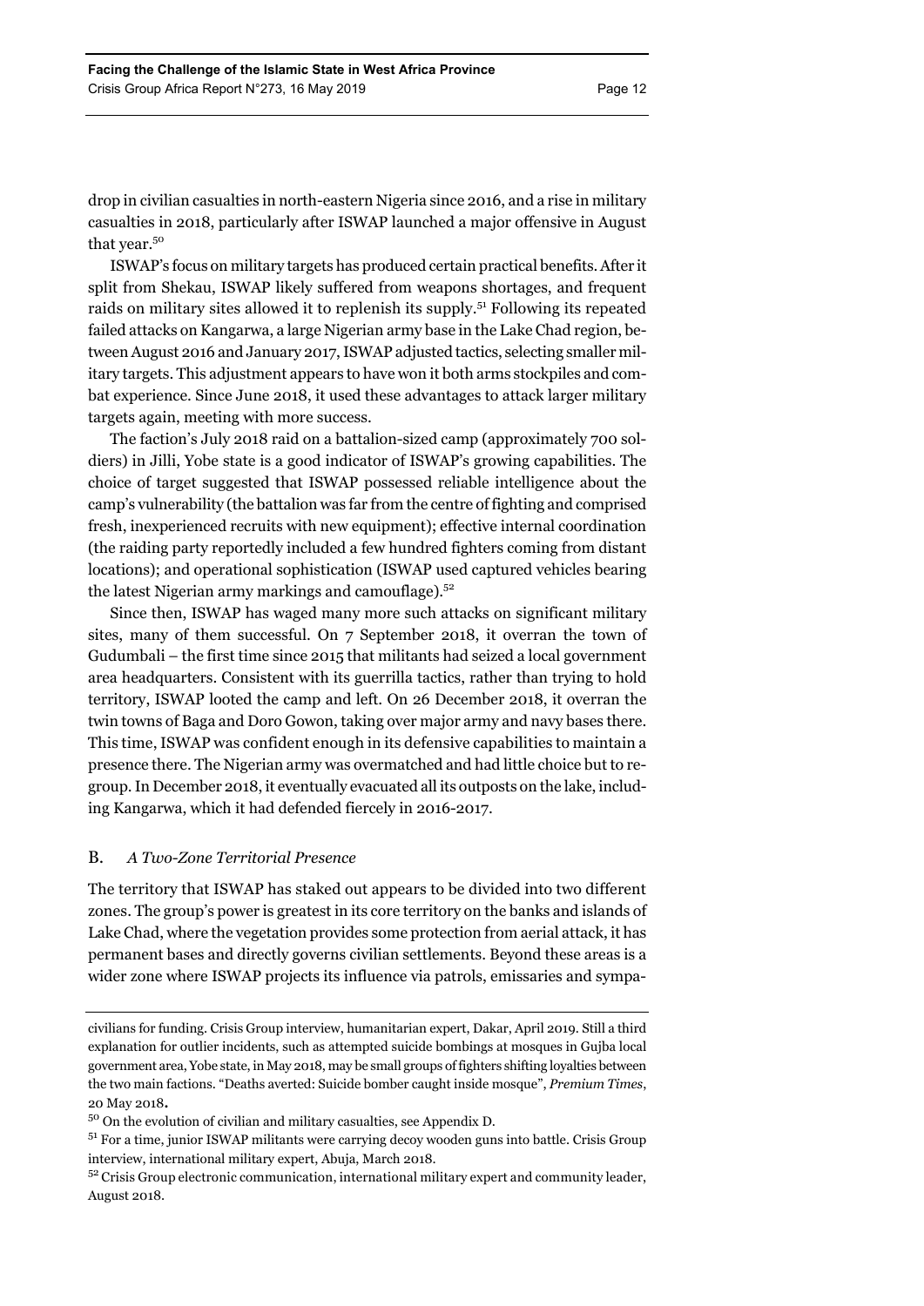drop in civilian casualties in north-eastern Nigeria since 2016, and a rise in military casualties in 2018, particularly after ISWAP launched a major offensive in August that year.[50]

ISWAP's focus on military targets has produced certain practical benefits. After it split from Shekau, ISWAP likely suffered from weapons shortages, and frequent raids on military sites allowed it to replenish its supply.[51] Following its repeated failed attacks on Kangarwa, a large Nigerian army base in the Lake Chad region, between August 2016 and January 2017, ISWAP adjusted tactics, selecting smaller military targets. This adjustment appears to have won it both arms stockpiles and combat experience. Since June 2018, it used these advantages to attack larger military targets again, meeting with more success.

The faction's July 2018 raid on a battalion-sized camp (approximately 700 soldiers) in Jilli, Yobe state is a good indicator of ISWAP's growing capabilities. The choice of target suggested that ISWAP possessed reliable intelligence about the camp's vulnerability (the battalion was far from the centre of fighting and comprised fresh, inexperienced recruits with new equipment); effective internal coordination (the raiding party reportedly included a few hundred fighters coming from distant locations); and operational sophistication (ISWAP used captured vehicles bearing the latest Nigerian army markings and camouflage).[52]

Since then, ISWAP has waged many more such attacks on significant military sites, many of them successful. On 7 September 2018, it overran the town of Gudumbali – the first time since 2015 that militants had seized a local government area headquarters. Consistent with its guerrilla tactics, rather than trying to hold territory, ISWAP looted the camp and left. On 26 December 2018, it overran the twin towns of Baga and Doro Gowon, taking over major army and navy bases there. This time, ISWAP was confident enough in its defensive capabilities to maintain a presence there. The Nigerian army was overmatched and had little choice but to regroup. In December 2018, it eventually evacuated all its outposts on the lake, including Kangarwa, which it had defended fiercely in 2016-2017.

## B. *A Two-Zone Territorial Presence*

The territory that ISWAP has staked out appears to be divided into two different zones. The group's power is greatest in its core territory on the banks and islands of Lake Chad, where the vegetation provides some protection from aerial attack, it has permanent bases and directly governs civilian settlements. Beyond these areas is a wider zone where ISWAP projects its influence via patrols, emissaries and sympa-

---

civilians for funding. Crisis Group interview, humanitarian expert, Dakar, April 2019. Still a third explanation for outlier incidents, such as attempted suicide bombings at mosques in Gujba local government area, Yobe state, in May 2018, may be small groups of fighters shifting loyalties between the two main factions. "Deaths averted: Suicide bomber caught inside mosque", *Premium Times*, 20 May 2018.

[50] On the evolution of civilian and military casualties, see Appendix D.

[51] For a time, junior ISWAP militants were carrying decoy wooden guns into battle. Crisis Group interview, international military expert, Abuja, March 2018.

[52] Crisis Group electronic communication, international military expert and community leader, August 2018.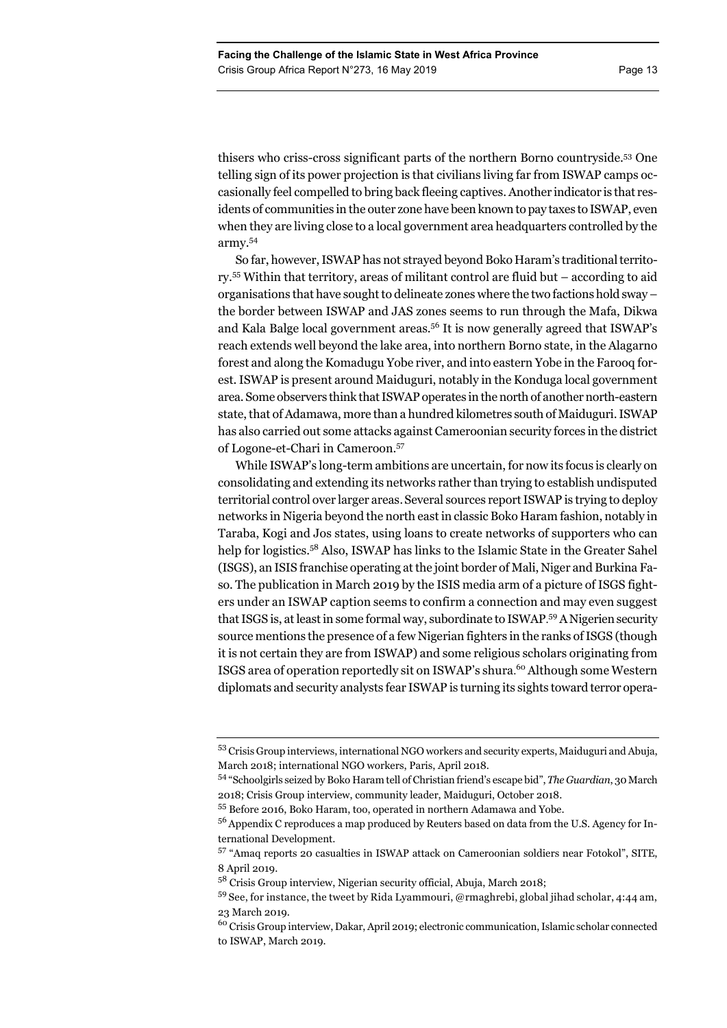thisers who criss-cross significant parts of the northern Borno countryside.[53] One telling sign of its power projection is that civilians living far from ISWAP camps occasionally feel compelled to bring back fleeing captives. Another indicator is that residents of communities in the outer zone have been known to pay taxes to ISWAP, even when they are living close to a local government area headquarters controlled by the army.[54]

So far, however, ISWAP has not strayed beyond Boko Haram's traditional territory.[55] Within that territory, areas of militant control are fluid but – according to aid organisations that have sought to delineate zones where the two factions hold sway – the border between ISWAP and JAS zones seems to run through the Mafa, Dikwa and Kala Balge local government areas.[56] It is now generally agreed that ISWAP's reach extends well beyond the lake area, into northern Borno state, in the Alagarno forest and along the Komadugu Yobe river, and into eastern Yobe in the Farooq forest. ISWAP is present around Maiduguri, notably in the Konduga local government area. Some observers think that ISWAP operates in the north of another north-eastern state, that of Adamawa, more than a hundred kilometres south of Maiduguri. ISWAP has also carried out some attacks against Cameroonian security forces in the district of Logone-et-Chari in Cameroon.[57]

While ISWAP's long-term ambitions are uncertain, for now its focus is clearly on consolidating and extending its networks rather than trying to establish undisputed territorial control over larger areas. Several sources report ISWAP is trying to deploy networks in Nigeria beyond the north east in classic Boko Haram fashion, notably in Taraba, Kogi and Jos states, using loans to create networks of supporters who can help for logistics.[58] Also, ISWAP has links to the Islamic State in the Greater Sahel (ISGS), an ISIS franchise operating at the joint border of Mali, Niger and Burkina Faso. The publication in March 2019 by the ISIS media arm of a picture of ISGS fighters under an ISWAP caption seems to confirm a connection and may even suggest that ISGS is, at least in some formal way, subordinate to ISWAP.[59] A Nigerien security source mentions the presence of a few Nigerian fighters in the ranks of ISGS (though it is not certain they are from ISWAP) and some religious scholars originating from ISGS area of operation reportedly sit on ISWAP's shura.[60] Although some Western diplomats and security analysts fear ISWAP is turning its sights toward terror opera-

---

[53] Crisis Group interviews, international NGO workers and security experts, Maiduguri and Abuja, March 2018; international NGO workers, Paris, April 2018.

[54] "Schoolgirls seized by Boko Haram tell of Christian friend's escape bid", *The Guardian*, 30 March 2018; Crisis Group interview, community leader, Maiduguri, October 2018.

[55] Before 2016, Boko Haram, too, operated in northern Adamawa and Yobe.

[56] Appendix C reproduces a map produced by Reuters based on data from the U.S. Agency for International Development.

[57] "Amaq reports 20 casualties in ISWAP attack on Cameroonian soldiers near Fotokol", SITE, 8 April 2019.

[58] Crisis Group interview, Nigerian security official, Abuja, March 2018;

[59] See, for instance, the tweet by Rida Lyammouri, @rmaghrebi, global jihad scholar, 4:44 am, 23 March 2019.

[60] Crisis Group interview, Dakar, April 2019; electronic communication, Islamic scholar connected to ISWAP, March 2019.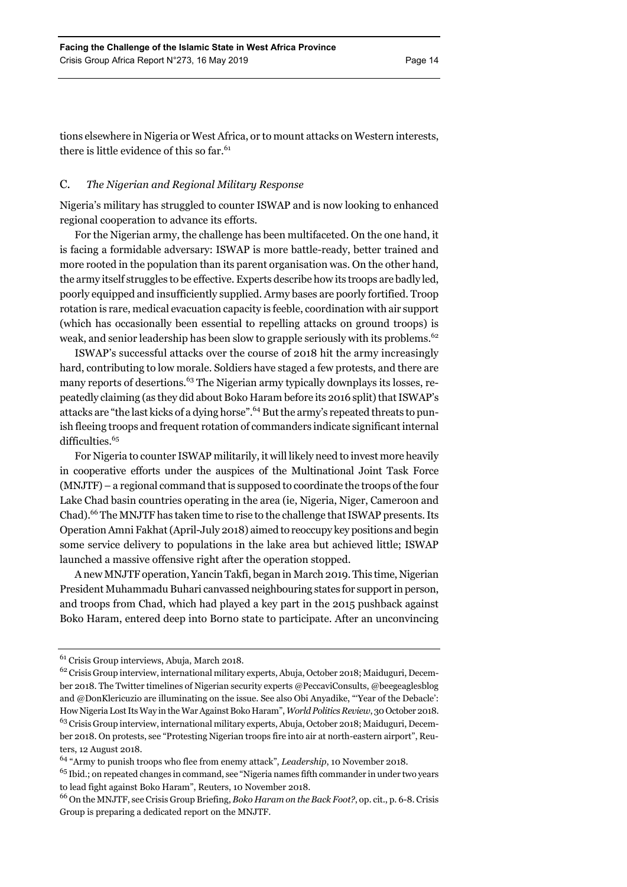tions elsewhere in Nigeria or West Africa, or to mount attacks on Western interests, there is little evidence of this so far.[61]

### C. *The Nigerian and Regional Military Response*

Nigeria's military has struggled to counter ISWAP and is now looking to enhanced regional cooperation to advance its efforts.

For the Nigerian army, the challenge has been multifaceted. On the one hand, it is facing a formidable adversary: ISWAP is more battle-ready, better trained and more rooted in the population than its parent organisation was. On the other hand, the army itself struggles to be effective. Experts describe how its troops are badly led, poorly equipped and insufficiently supplied. Army bases are poorly fortified. Troop rotation is rare, medical evacuation capacity is feeble, coordination with air support (which has occasionally been essential to repelling attacks on ground troops) is weak, and senior leadership has been slow to grapple seriously with its problems.[62]

ISWAP's successful attacks over the course of 2018 hit the army increasingly hard, contributing to low morale. Soldiers have staged a few protests, and there are many reports of desertions.[63] The Nigerian army typically downplays its losses, repeatedly claiming (as they did about Boko Haram before its 2016 split) that ISWAP's attacks are "the last kicks of a dying horse".[64] But the army's repeated threats to punish fleeing troops and frequent rotation of commanders indicate significant internal difficulties.[65]

For Nigeria to counter ISWAP militarily, it will likely need to invest more heavily in cooperative efforts under the auspices of the Multinational Joint Task Force (MNJTF) – a regional command that is supposed to coordinate the troops of the four Lake Chad basin countries operating in the area (ie, Nigeria, Niger, Cameroon and Chad).[66] The MNJTF has taken time to rise to the challenge that ISWAP presents. Its Operation Amni Fakhat (April-July 2018) aimed to reoccupy key positions and begin some service delivery to populations in the lake area but achieved little; ISWAP launched a massive offensive right after the operation stopped.

A new MNJTF operation, Yancin Takfi, began in March 2019. This time, Nigerian President Muhammadu Buhari canvassed neighbouring states for support in person, and troops from Chad, which had played a key part in the 2015 pushback against Boko Haram, entered deep into Borno state to participate. After an unconvincing

---

[61] Crisis Group interviews, Abuja, March 2018.

[62] Crisis Group interview, international military experts, Abuja, October 2018; Maiduguri, December 2018. The Twitter timelines of Nigerian security experts @PeccaviConsults, @beegeaglesblog and @DonKlericuzio are illuminating on the issue. See also Obi Anyadike, "'Year of the Debacle': How Nigeria Lost Its Way in the War Against Boko Haram", *World Politics Review*, 30 October 2018.

[63] Crisis Group interview, international military experts, Abuja, October 2018; Maiduguri, December 2018. On protests, see "Protesting Nigerian troops fire into air at north-eastern airport", Reuters, 12 August 2018.

[64] "Army to punish troops who flee from enemy attack", *Leadership*, 10 November 2018.

[65] Ibid.; on repeated changes in command, see "Nigeria names fifth commander in under two years to lead fight against Boko Haram", Reuters, 10 November 2018.

[66] On the MNJTF, see Crisis Group Briefing, *Boko Haram on the Back Foot?*, op. cit., p. 6-8. Crisis Group is preparing a dedicated report on the MNJTF.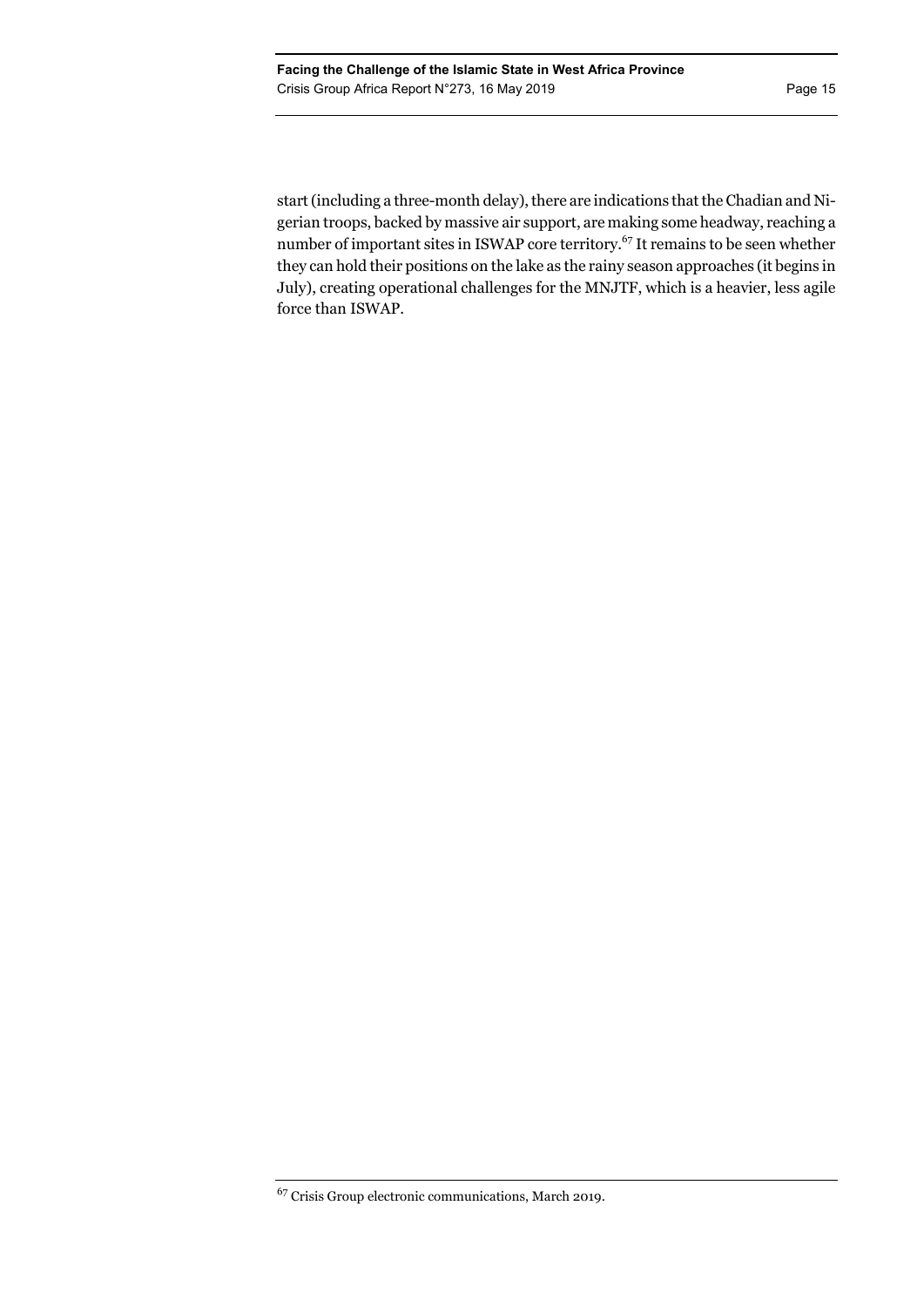start (including a three-month delay), there are indications that the Chadian and Nigerian troops, backed by massive air support, are making some headway, reaching a number of important sites in ISWAP core territory.[67] It remains to be seen whether they can hold their positions on the lake as the rainy season approaches (it begins in July), creating operational challenges for the MNJTF, which is a heavier, less agile force than ISWAP.

[67] Crisis Group electronic communications, March 2019.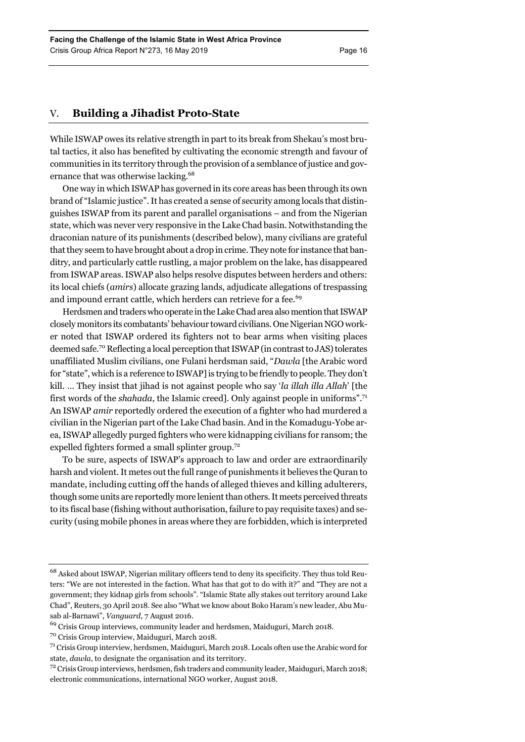## V. Building a Jihadist Proto-State

While ISWAP owes its relative strength in part to its break from Shekau's most brutal tactics, it also has benefited by cultivating the economic strength and favour of communities in its territory through the provision of a semblance of justice and governance that was otherwise lacking.[68]

One way in which ISWAP has governed in its core areas has been through its own brand of "Islamic justice". It has created a sense of security among locals that distinguishes ISWAP from its parent and parallel organisations – and from the Nigerian state, which was never very responsive in the Lake Chad basin. Notwithstanding the draconian nature of its punishments (described below), many civilians are grateful that they seem to have brought about a drop in crime. They note for instance that banditry, and particularly cattle rustling, a major problem on the lake, has disappeared from ISWAP areas. ISWAP also helps resolve disputes between herders and others: its local chiefs (*amirs*) allocate grazing lands, adjudicate allegations of trespassing and impound errant cattle, which herders can retrieve for a fee.[69]

Herdsmen and traders who operate in the Lake Chad area also mention that ISWAP closely monitors its combatants' behaviour toward civilians. One Nigerian NGO worker noted that ISWAP ordered its fighters not to bear arms when visiting places deemed safe.[70] Reflecting a local perception that ISWAP (in contrast to JAS) tolerates unaffiliated Muslim civilians, one Fulani herdsman said, "*Dawla* [the Arabic word for "state", which is a reference to ISWAP] is trying to be friendly to people. They don't kill. ... They insist that jihad is not against people who say '*la illah illa Allah*' [the first words of the *shahada*, the Islamic creed]. Only against people in uniforms".[71] An ISWAP *amir* reportedly ordered the execution of a fighter who had murdered a civilian in the Nigerian part of the Lake Chad basin. And in the Komadugu-Yobe area, ISWAP allegedly purged fighters who were kidnapping civilians for ransom; the expelled fighters formed a small splinter group.[72]

To be sure, aspects of ISWAP's approach to law and order are extraordinarily harsh and violent. It metes out the full range of punishments it believes the Quran to mandate, including cutting off the hands of alleged thieves and killing adulterers, though some units are reportedly more lenient than others. It meets perceived threats to its fiscal base (fishing without authorisation, failure to pay requisite taxes) and security (using mobile phones in areas where they are forbidden, which is interpreted

---

[68] Asked about ISWAP, Nigerian military officers tend to deny its specificity. They thus told Reuters: "We are not interested in the faction. What has that got to do with it?" and "They are not a government; they kidnap girls from schools". "Islamic State ally stakes out territory around Lake Chad", Reuters, 30 April 2018. See also "What we know about Boko Haram's new leader, Abu Musab al-Barnawi", *Vanguard*, 7 August 2016.

[69] Crisis Group interviews, community leader and herdsmen, Maiduguri, March 2018.

[70] Crisis Group interview, Maiduguri, March 2018.

[71] Crisis Group interview, herdsmen, Maiduguri, March 2018. Locals often use the Arabic word for state, *dawla*, to designate the organisation and its territory.

[72] Crisis Group interviews, herdsmen, fish traders and community leader, Maiduguri, March 2018; electronic communications, international NGO worker, August 2018.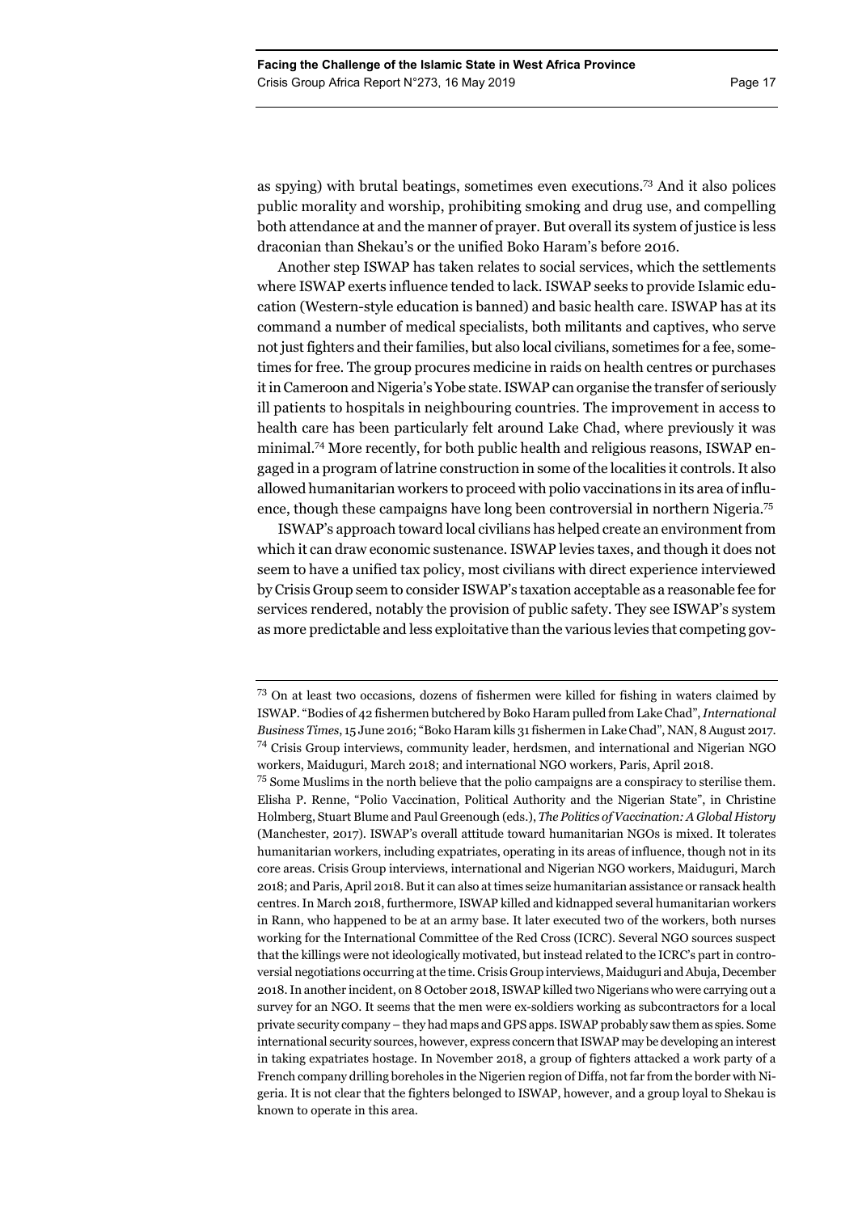as spying) with brutal beatings, sometimes even executions.[73] And it also polices public morality and worship, prohibiting smoking and drug use, and compelling both attendance at and the manner of prayer. But overall its system of justice is less draconian than Shekau's or the unified Boko Haram's before 2016.

Another step ISWAP has taken relates to social services, which the settlements where ISWAP exerts influence tended to lack. ISWAP seeks to provide Islamic education (Western-style education is banned) and basic health care. ISWAP has at its command a number of medical specialists, both militants and captives, who serve not just fighters and their families, but also local civilians, sometimes for a fee, sometimes for free. The group procures medicine in raids on health centres or purchases it in Cameroon and Nigeria's Yobe state. ISWAP can organise the transfer of seriously ill patients to hospitals in neighbouring countries. The improvement in access to health care has been particularly felt around Lake Chad, where previously it was minimal.[74] More recently, for both public health and religious reasons, ISWAP engaged in a program of latrine construction in some of the localities it controls. It also allowed humanitarian workers to proceed with polio vaccinations in its area of influence, though these campaigns have long been controversial in northern Nigeria.[75]

ISWAP's approach toward local civilians has helped create an environment from which it can draw economic sustenance. ISWAP levies taxes, and though it does not seem to have a unified tax policy, most civilians with direct experience interviewed by Crisis Group seem to consider ISWAP's taxation acceptable as a reasonable fee for services rendered, notably the provision of public safety. They see ISWAP's system as more predictable and less exploitative than the various levies that competing gov-

---

[73] On at least two occasions, dozens of fishermen were killed for fishing in waters claimed by ISWAP. "Bodies of 42 fishermen butchered by Boko Haram pulled from Lake Chad", *International Business Times*, 15 June 2016; "Boko Haram kills 31 fishermen in Lake Chad", NAN, 8 August 2017.

[74] Crisis Group interviews, community leader, herdsmen, and international and Nigerian NGO workers, Maiduguri, March 2018; and international NGO workers, Paris, April 2018.

[75] Some Muslims in the north believe that the polio campaigns are a conspiracy to sterilise them. Elisha P. Renne, "Polio Vaccination, Political Authority and the Nigerian State", in Christine Holmberg, Stuart Blume and Paul Greenough (eds.), *The Politics of Vaccination: A Global History* (Manchester, 2017). ISWAP's overall attitude toward humanitarian NGOs is mixed. It tolerates humanitarian workers, including expatriates, operating in its areas of influence, though not in its core areas. Crisis Group interviews, international and Nigerian NGO workers, Maiduguri, March 2018; and Paris, April 2018. But it can also at times seize humanitarian assistance or ransack health centres. In March 2018, furthermore, ISWAP killed and kidnapped several humanitarian workers in Rann, who happened to be at an army base. It later executed two of the workers, both nurses working for the International Committee of the Red Cross (ICRC). Several NGO sources suspect that the killings were not ideologically motivated, but instead related to the ICRC's part in controversial negotiations occurring at the time. Crisis Group interviews, Maiduguri and Abuja, December 2018. In another incident, on 8 October 2018, ISWAP killed two Nigerians who were carrying out a survey for an NGO. It seems that the men were ex-soldiers working as subcontractors for a local private security company – they had maps and GPS apps. ISWAP probably saw them as spies. Some international security sources, however, express concern that ISWAP may be developing an interest in taking expatriates hostage. In November 2018, a group of fighters attacked a work party of a French company drilling boreholes in the Nigerien region of Diffa, not far from the border with Nigeria. It is not clear that the fighters belonged to ISWAP, however, and a group loyal to Shekau is known to operate in this area.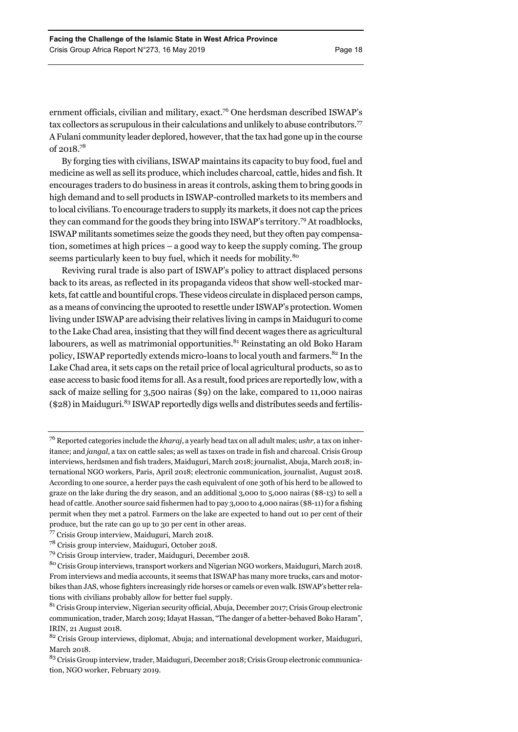ernment officials, civilian and military, exact.[76] One herdsman described ISWAP's tax collectors as scrupulous in their calculations and unlikely to abuse contributors.[77] A Fulani community leader deplored, however, that the tax had gone up in the course of 2018.[78]

By forging ties with civilians, ISWAP maintains its capacity to buy food, fuel and medicine as well as sell its produce, which includes charcoal, cattle, hides and fish. It encourages traders to do business in areas it controls, asking them to bring goods in high demand and to sell products in ISWAP-controlled markets to its members and to local civilians. To encourage traders to supply its markets, it does not cap the prices they can command for the goods they bring into ISWAP's territory.[79] At roadblocks, ISWAP militants sometimes seize the goods they need, but they often pay compensation, sometimes at high prices – a good way to keep the supply coming. The group seems particularly keen to buy fuel, which it needs for mobility.[80]

Reviving rural trade is also part of ISWAP's policy to attract displaced persons back to its areas, as reflected in its propaganda videos that show well-stocked markets, fat cattle and bountiful crops. These videos circulate in displaced person camps, as a means of convincing the uprooted to resettle under ISWAP's protection. Women living under ISWAP are advising their relatives living in camps in Maiduguri to come to the Lake Chad area, insisting that they will find decent wages there as agricultural labourers, as well as matrimonial opportunities.[81] Reinstating an old Boko Haram policy, ISWAP reportedly extends micro-loans to local youth and farmers.[82] In the Lake Chad area, it sets caps on the retail price of local agricultural products, so as to ease access to basic food items for all. As a result, food prices are reportedly low, with a sack of maize selling for 3,500 nairas ($9) on the lake, compared to 11,000 nairas ($28) in Maiduguri.[83] ISWAP reportedly digs wells and distributes seeds and fertilis-

---

[76] Reported categories include the *kharaj*, a yearly head tax on all adult males; *ushr*, a tax on inheritance; and *jangal*, a tax on cattle sales; as well as taxes on trade in fish and charcoal. Crisis Group interviews, herdsmen and fish traders, Maiduguri, March 2018; journalist, Abuja, March 2018; international NGO workers, Paris, April 2018; electronic communication, journalist, August 2018. According to one source, a herder pays the cash equivalent of one 30th of his herd to be allowed to graze on the lake during the dry season, and an additional 3,000 to 5,000 nairas ($8-13) to sell a head of cattle. Another source said fishermen had to pay 3,000 to 4,000 nairas ($8-11) for a fishing permit when they met a patrol. Farmers on the lake are expected to hand out 10 per cent of their produce, but the rate can go up to 30 per cent in other areas.

[77] Crisis Group interview, Maiduguri, March 2018.

[78] Crisis group interview, Maiduguri, October 2018.

[79] Crisis Group interview, trader, Maiduguri, December 2018.

[80] Crisis Group interviews, transport workers and Nigerian NGO workers, Maiduguri, March 2018. From interviews and media accounts, it seems that ISWAP has many more trucks, cars and motorbikes than JAS, whose fighters increasingly ride horses or camels or even walk. ISWAP's better relations with civilians probably allow for better fuel supply.

[81] Crisis Group interview, Nigerian security official, Abuja, December 2017; Crisis Group electronic communication, trader, March 2019; Idayat Hassan, "The danger of a better-behaved Boko Haram", IRIN, 21 August 2018.

[82] Crisis Group interviews, diplomat, Abuja; and international development worker, Maiduguri, March 2018.

[83] Crisis Group interview, trader, Maiduguri, December 2018; Crisis Group electronic communication, NGO worker, February 2019.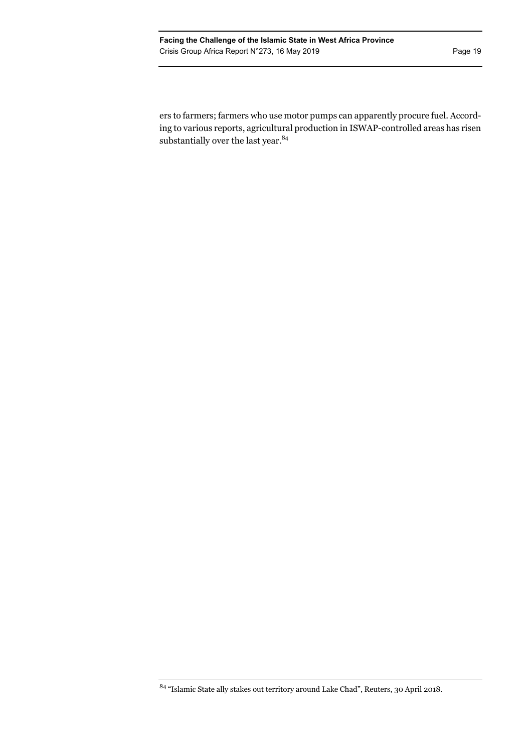ers to farmers; farmers who use motor pumps can apparently procure fuel. According to various reports, agricultural production in ISWAP-controlled areas has risen substantially over the last year.[84]

---

[84] "Islamic State ally stakes out territory around Lake Chad", Reuters, 30 April 2018.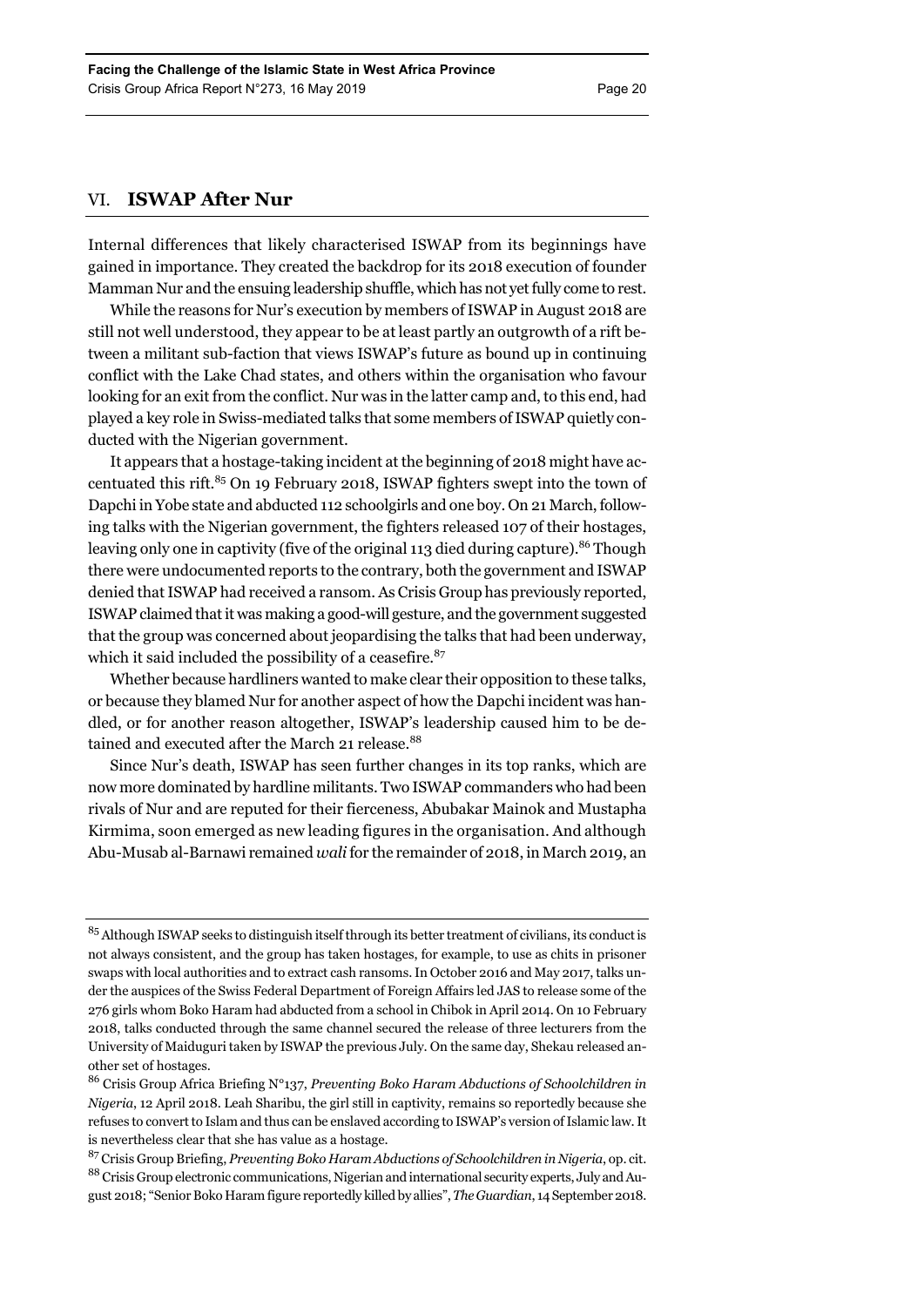## VI. **ISWAP After Nur**

Internal differences that likely characterised ISWAP from its beginnings have gained in importance. They created the backdrop for its 2018 execution of founder Mamman Nur and the ensuing leadership shuffle, which has not yet fully come to rest.

While the reasons for Nur's execution by members of ISWAP in August 2018 are still not well understood, they appear to be at least partly an outgrowth of a rift between a militant sub-faction that views ISWAP's future as bound up in continuing conflict with the Lake Chad states, and others within the organisation who favour looking for an exit from the conflict. Nur was in the latter camp and, to this end, had played a key role in Swiss-mediated talks that some members of ISWAP quietly conducted with the Nigerian government.

It appears that a hostage-taking incident at the beginning of 2018 might have accentuated this rift.[85] On 19 February 2018, ISWAP fighters swept into the town of Dapchi in Yobe state and abducted 112 schoolgirls and one boy. On 21 March, following talks with the Nigerian government, the fighters released 107 of their hostages, leaving only one in captivity (five of the original 113 died during capture).[86] Though there were undocumented reports to the contrary, both the government and ISWAP denied that ISWAP had received a ransom. As Crisis Group has previously reported, ISWAP claimed that it was making a good-will gesture, and the government suggested that the group was concerned about jeopardising the talks that had been underway, which it said included the possibility of a ceasefire.[87]

Whether because hardliners wanted to make clear their opposition to these talks, or because they blamed Nur for another aspect of how the Dapchi incident was handled, or for another reason altogether, ISWAP's leadership caused him to be detained and executed after the March 21 release.[88]

Since Nur's death, ISWAP has seen further changes in its top ranks, which are now more dominated by hardline militants. Two ISWAP commanders who had been rivals of Nur and are reputed for their fierceness, Abubakar Mainok and Mustapha Kirmima, soon emerged as new leading figures in the organisation. And although Abu-Musab al-Barnawi remained *wali* for the remainder of 2018, in March 2019, an

---

[85] Although ISWAP seeks to distinguish itself through its better treatment of civilians, its conduct is not always consistent, and the group has taken hostages, for example, to use as chits in prisoner swaps with local authorities and to extract cash ransoms. In October 2016 and May 2017, talks under the auspices of the Swiss Federal Department of Foreign Affairs led JAS to release some of the 276 girls whom Boko Haram had abducted from a school in Chibok in April 2014. On 10 February 2018, talks conducted through the same channel secured the release of three lecturers from the University of Maiduguri taken by ISWAP the previous July. On the same day, Shekau released another set of hostages.

[86] Crisis Group Africa Briefing N°137, *Preventing Boko Haram Abductions of Schoolchildren in Nigeria*, 12 April 2018. Leah Sharibu, the girl still in captivity, remains so reportedly because she refuses to convert to Islam and thus can be enslaved according to ISWAP's version of Islamic law. It is nevertheless clear that she has value as a hostage.

[87] Crisis Group Briefing, *Preventing Boko Haram Abductions of Schoolchildren in Nigeria*, op. cit.

[88] Crisis Group electronic communications, Nigerian and international security experts, July and August 2018; "Senior Boko Haram figure reportedly killed by allies", *The Guardian*, 14 September 2018.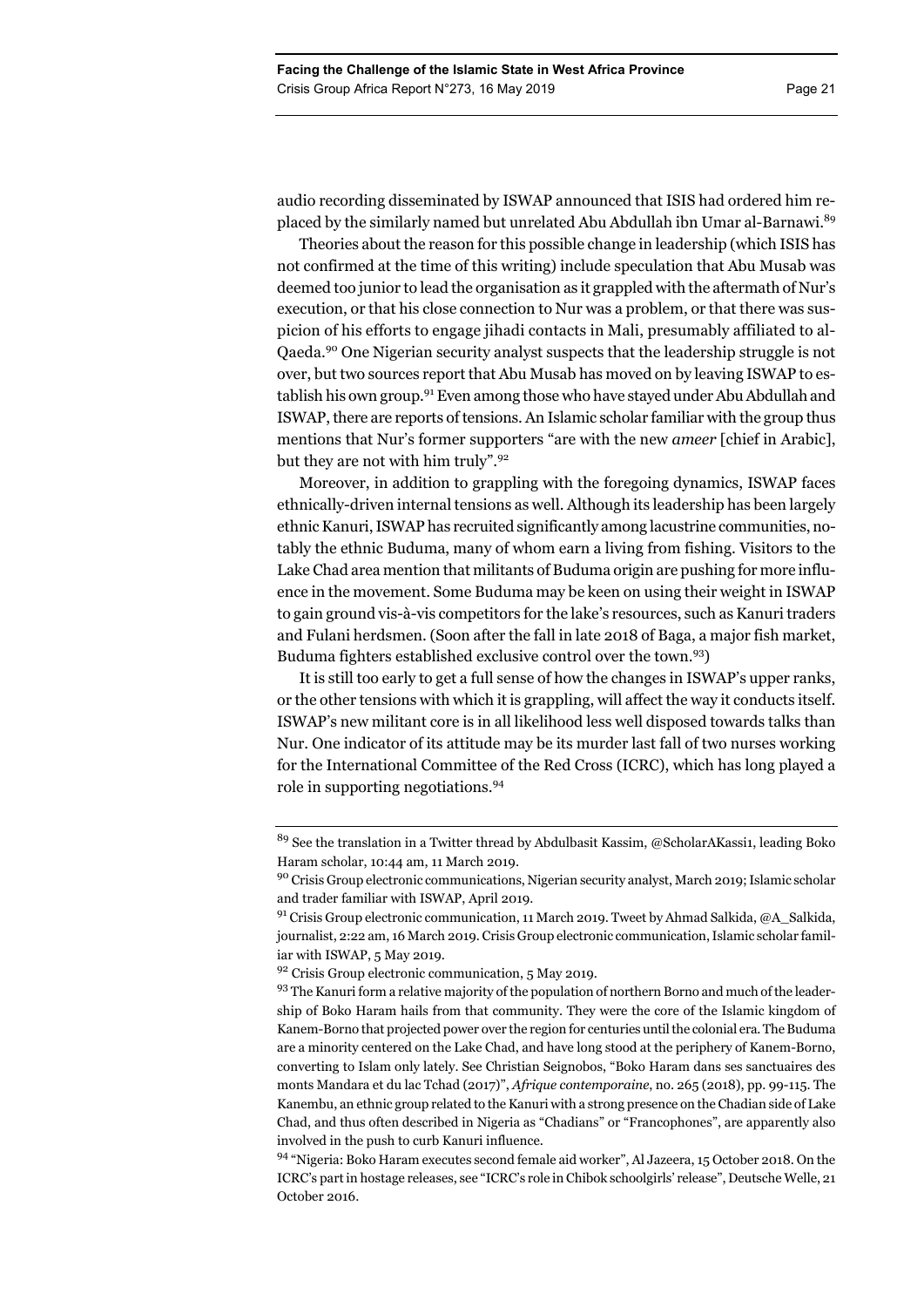audio recording disseminated by ISWAP announced that ISIS had ordered him replaced by the similarly named but unrelated Abu Abdullah ibn Umar al-Barnawi.[89]

Theories about the reason for this possible change in leadership (which ISIS has not confirmed at the time of this writing) include speculation that Abu Musab was deemed too junior to lead the organisation as it grappled with the aftermath of Nur's execution, or that his close connection to Nur was a problem, or that there was suspicion of his efforts to engage jihadi contacts in Mali, presumably affiliated to al-Qaeda.[90] One Nigerian security analyst suspects that the leadership struggle is not over, but two sources report that Abu Musab has moved on by leaving ISWAP to establish his own group.[91] Even among those who have stayed under Abu Abdullah and ISWAP, there are reports of tensions. An Islamic scholar familiar with the group thus mentions that Nur's former supporters "are with the new *ameer* [chief in Arabic], but they are not with him truly".[92]

Moreover, in addition to grappling with the foregoing dynamics, ISWAP faces ethnically-driven internal tensions as well. Although its leadership has been largely ethnic Kanuri, ISWAP has recruited significantly among lacustrine communities, notably the ethnic Buduma, many of whom earn a living from fishing. Visitors to the Lake Chad area mention that militants of Buduma origin are pushing for more influence in the movement. Some Buduma may be keen on using their weight in ISWAP to gain ground vis-à-vis competitors for the lake's resources, such as Kanuri traders and Fulani herdsmen. (Soon after the fall in late 2018 of Baga, a major fish market, Buduma fighters established exclusive control over the town.[93])

It is still too early to get a full sense of how the changes in ISWAP's upper ranks, or the other tensions with which it is grappling, will affect the way it conducts itself. ISWAP's new militant core is in all likelihood less well disposed towards talks than Nur. One indicator of its attitude may be its murder last fall of two nurses working for the International Committee of the Red Cross (ICRC), which has long played a role in supporting negotiations.[94]

---

[89] See the translation in a Twitter thread by Abdulbasit Kassim, @ScholarAKassi1, leading Boko Haram scholar, 10:44 am, 11 March 2019.

[90] Crisis Group electronic communications, Nigerian security analyst, March 2019; Islamic scholar and trader familiar with ISWAP, April 2019.

[91] Crisis Group electronic communication, 11 March 2019. Tweet by Ahmad Salkida, @A_Salkida, journalist, 2:22 am, 16 March 2019. Crisis Group electronic communication, Islamic scholar familiar with ISWAP, 5 May 2019.

[92] Crisis Group electronic communication, 5 May 2019.

[93] The Kanuri form a relative majority of the population of northern Borno and much of the leadership of Boko Haram hails from that community. They were the core of the Islamic kingdom of Kanem-Borno that projected power over the region for centuries until the colonial era. The Buduma are a minority centered on the Lake Chad, and have long stood at the periphery of Kanem-Borno, converting to Islam only lately. See Christian Seignobos, "Boko Haram dans ses sanctuaires des monts Mandara et du lac Tchad (2017)", *Afrique contemporaine*, no. 265 (2018), pp. 99-115. The Kanembu, an ethnic group related to the Kanuri with a strong presence on the Chadian side of Lake Chad, and thus often described in Nigeria as "Chadians" or "Francophones", are apparently also involved in the push to curb Kanuri influence.

[94] "Nigeria: Boko Haram executes second female aid worker", Al Jazeera, 15 October 2018. On the ICRC's part in hostage releases, see "ICRC's role in Chibok schoolgirls' release", Deutsche Welle, 21 October 2016.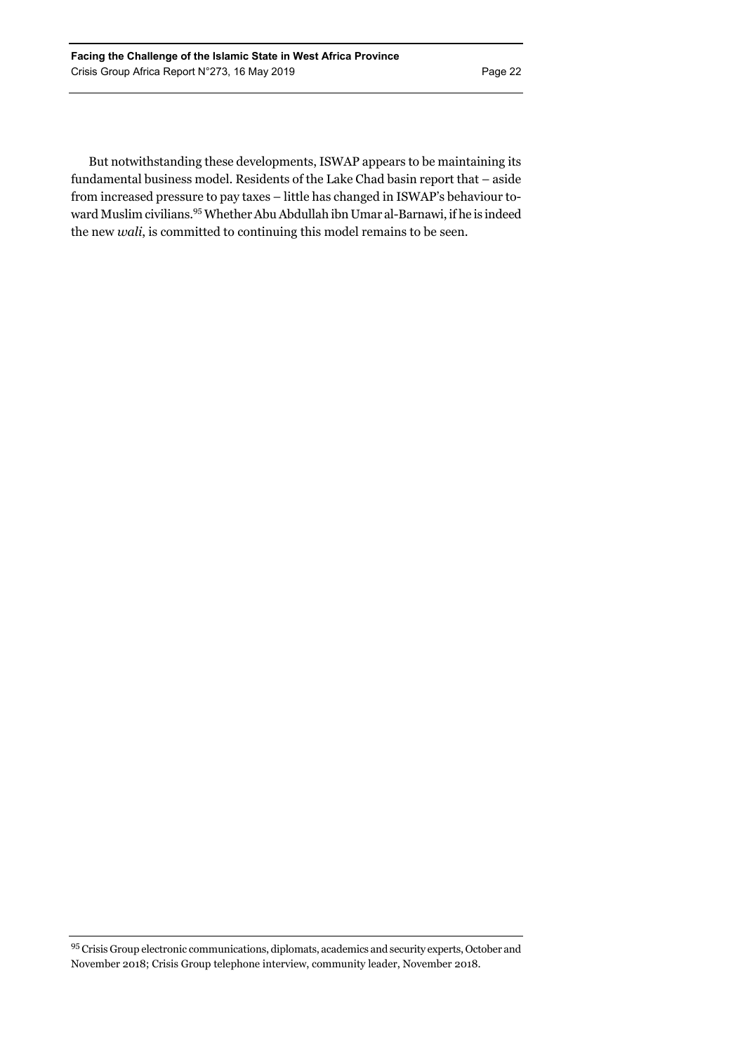But notwithstanding these developments, ISWAP appears to be maintaining its fundamental business model. Residents of the Lake Chad basin report that – aside from increased pressure to pay taxes – little has changed in ISWAP's behaviour toward Muslim civilians.[95] Whether Abu Abdullah ibn Umar al-Barnawi, if he is indeed the new *wali*, is committed to continuing this model remains to be seen.

---

[95] Crisis Group electronic communications, diplomats, academics and security experts, October and November 2018; Crisis Group telephone interview, community leader, November 2018.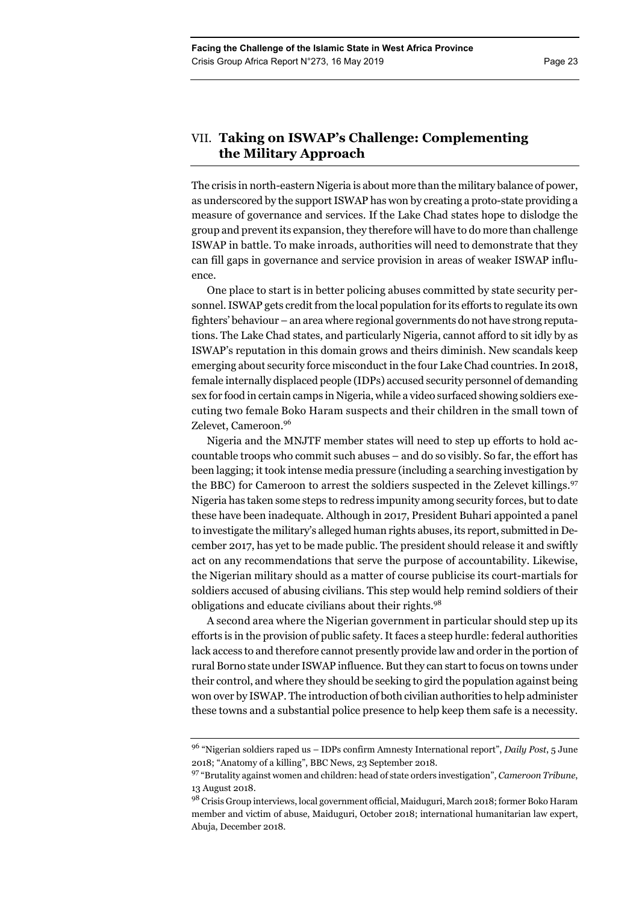## VII. Taking on ISWAP's Challenge: Complementing the Military Approach

The crisis in north-eastern Nigeria is about more than the military balance of power, as underscored by the support ISWAP has won by creating a proto-state providing a measure of governance and services. If the Lake Chad states hope to dislodge the group and prevent its expansion, they therefore will have to do more than challenge ISWAP in battle. To make inroads, authorities will need to demonstrate that they can fill gaps in governance and service provision in areas of weaker ISWAP influence.

One place to start is in better policing abuses committed by state security personnel. ISWAP gets credit from the local population for its efforts to regulate its own fighters' behaviour – an area where regional governments do not have strong reputations. The Lake Chad states, and particularly Nigeria, cannot afford to sit idly by as ISWAP's reputation in this domain grows and theirs diminish. New scandals keep emerging about security force misconduct in the four Lake Chad countries. In 2018, female internally displaced people (IDPs) accused security personnel of demanding sex for food in certain camps in Nigeria, while a video surfaced showing soldiers executing two female Boko Haram suspects and their children in the small town of Zelevet, Cameroon.[96]

Nigeria and the MNJTF member states will need to step up efforts to hold accountable troops who commit such abuses – and do so visibly. So far, the effort has been lagging; it took intense media pressure (including a searching investigation by the BBC) for Cameroon to arrest the soldiers suspected in the Zelevet killings.[97] Nigeria has taken some steps to redress impunity among security forces, but to date these have been inadequate. Although in 2017, President Buhari appointed a panel to investigate the military's alleged human rights abuses, its report, submitted in December 2017, has yet to be made public. The president should release it and swiftly act on any recommendations that serve the purpose of accountability. Likewise, the Nigerian military should as a matter of course publicise its court-martials for soldiers accused of abusing civilians. This step would help remind soldiers of their obligations and educate civilians about their rights.[98]

A second area where the Nigerian government in particular should step up its efforts is in the provision of public safety. It faces a steep hurdle: federal authorities lack access to and therefore cannot presently provide law and order in the portion of rural Borno state under ISWAP influence. But they can start to focus on towns under their control, and where they should be seeking to gird the population against being won over by ISWAP. The introduction of both civilian authorities to help administer these towns and a substantial police presence to help keep them safe is a necessity.

---

[96] "Nigerian soldiers raped us – IDPs confirm Amnesty International report", *Daily Post*, 5 June 2018; "Anatomy of a killing", BBC News, 23 September 2018.

[97] "Brutality against women and children: head of state orders investigation", *Cameroon Tribune*, 13 August 2018.

[98] Crisis Group interviews, local government official, Maiduguri, March 2018; former Boko Haram member and victim of abuse, Maiduguri, October 2018; international humanitarian law expert, Abuja, December 2018.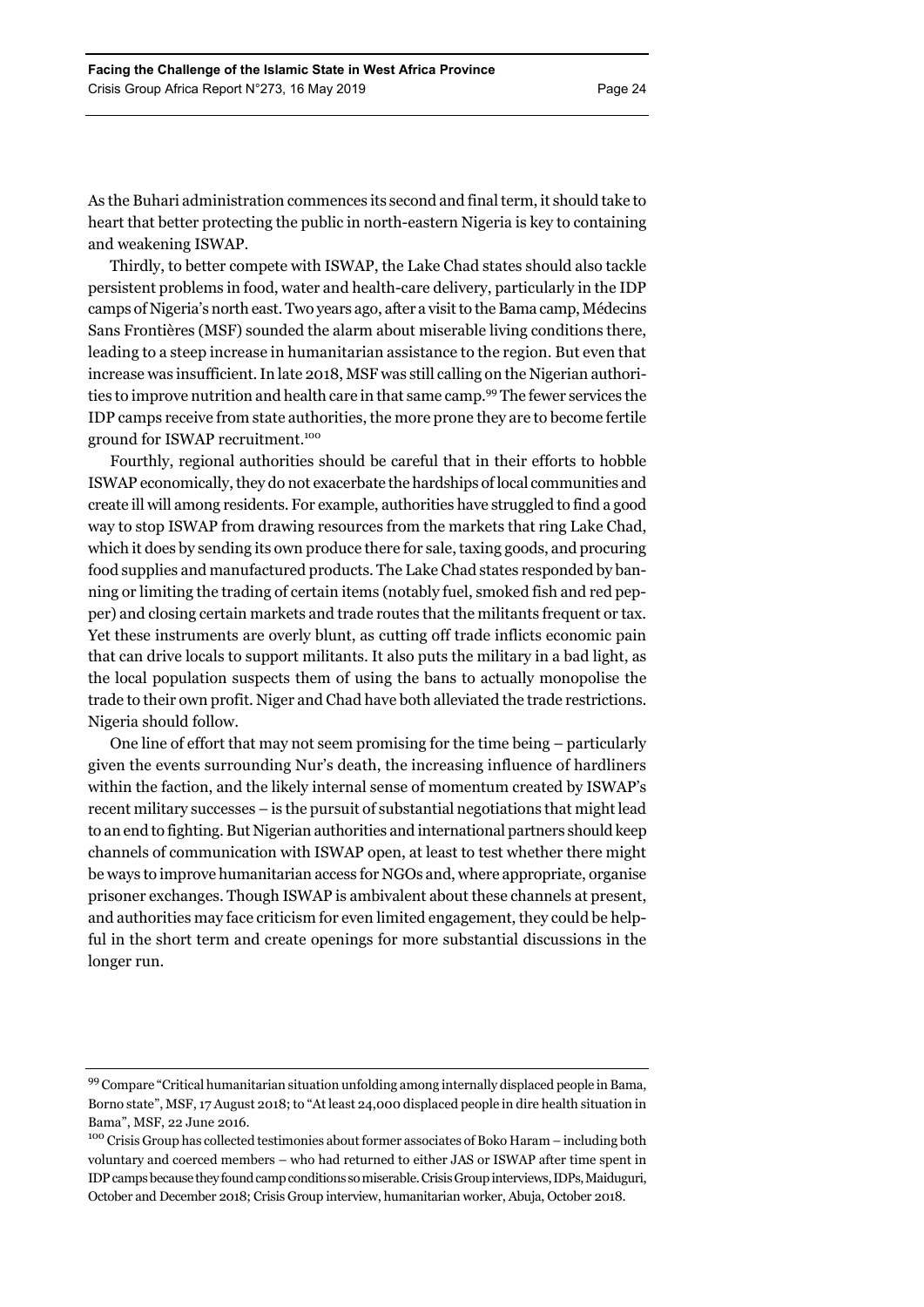As the Buhari administration commences its second and final term, it should take to heart that better protecting the public in north-eastern Nigeria is key to containing and weakening ISWAP.

Thirdly, to better compete with ISWAP, the Lake Chad states should also tackle persistent problems in food, water and health-care delivery, particularly in the IDP camps of Nigeria's north east. Two years ago, after a visit to the Bama camp, Médecins Sans Frontières (MSF) sounded the alarm about miserable living conditions there, leading to a steep increase in humanitarian assistance to the region. But even that increase was insufficient. In late 2018, MSF was still calling on the Nigerian authorities to improve nutrition and health care in that same camp.[99] The fewer services the IDP camps receive from state authorities, the more prone they are to become fertile ground for ISWAP recruitment.[100]

Fourthly, regional authorities should be careful that in their efforts to hobble ISWAP economically, they do not exacerbate the hardships of local communities and create ill will among residents. For example, authorities have struggled to find a good way to stop ISWAP from drawing resources from the markets that ring Lake Chad, which it does by sending its own produce there for sale, taxing goods, and procuring food supplies and manufactured products. The Lake Chad states responded by banning or limiting the trading of certain items (notably fuel, smoked fish and red pepper) and closing certain markets and trade routes that the militants frequent or tax. Yet these instruments are overly blunt, as cutting off trade inflicts economic pain that can drive locals to support militants. It also puts the military in a bad light, as the local population suspects them of using the bans to actually monopolise the trade to their own profit. Niger and Chad have both alleviated the trade restrictions. Nigeria should follow.

One line of effort that may not seem promising for the time being – particularly given the events surrounding Nur's death, the increasing influence of hardliners within the faction, and the likely internal sense of momentum created by ISWAP's recent military successes – is the pursuit of substantial negotiations that might lead to an end to fighting. But Nigerian authorities and international partners should keep channels of communication with ISWAP open, at least to test whether there might be ways to improve humanitarian access for NGOs and, where appropriate, organise prisoner exchanges. Though ISWAP is ambivalent about these channels at present, and authorities may face criticism for even limited engagement, they could be helpful in the short term and create openings for more substantial discussions in the longer run.

---

[99] Compare "Critical humanitarian situation unfolding among internally displaced people in Bama, Borno state", MSF, 17 August 2018; to "At least 24,000 displaced people in dire health situation in Bama", MSF, 22 June 2016.

[100] Crisis Group has collected testimonies about former associates of Boko Haram – including both voluntary and coerced members – who had returned to either JAS or ISWAP after time spent in IDP camps because they found camp conditions so miserable. Crisis Group interviews, IDPs, Maiduguri, October and December 2018; Crisis Group interview, humanitarian worker, Abuja, October 2018.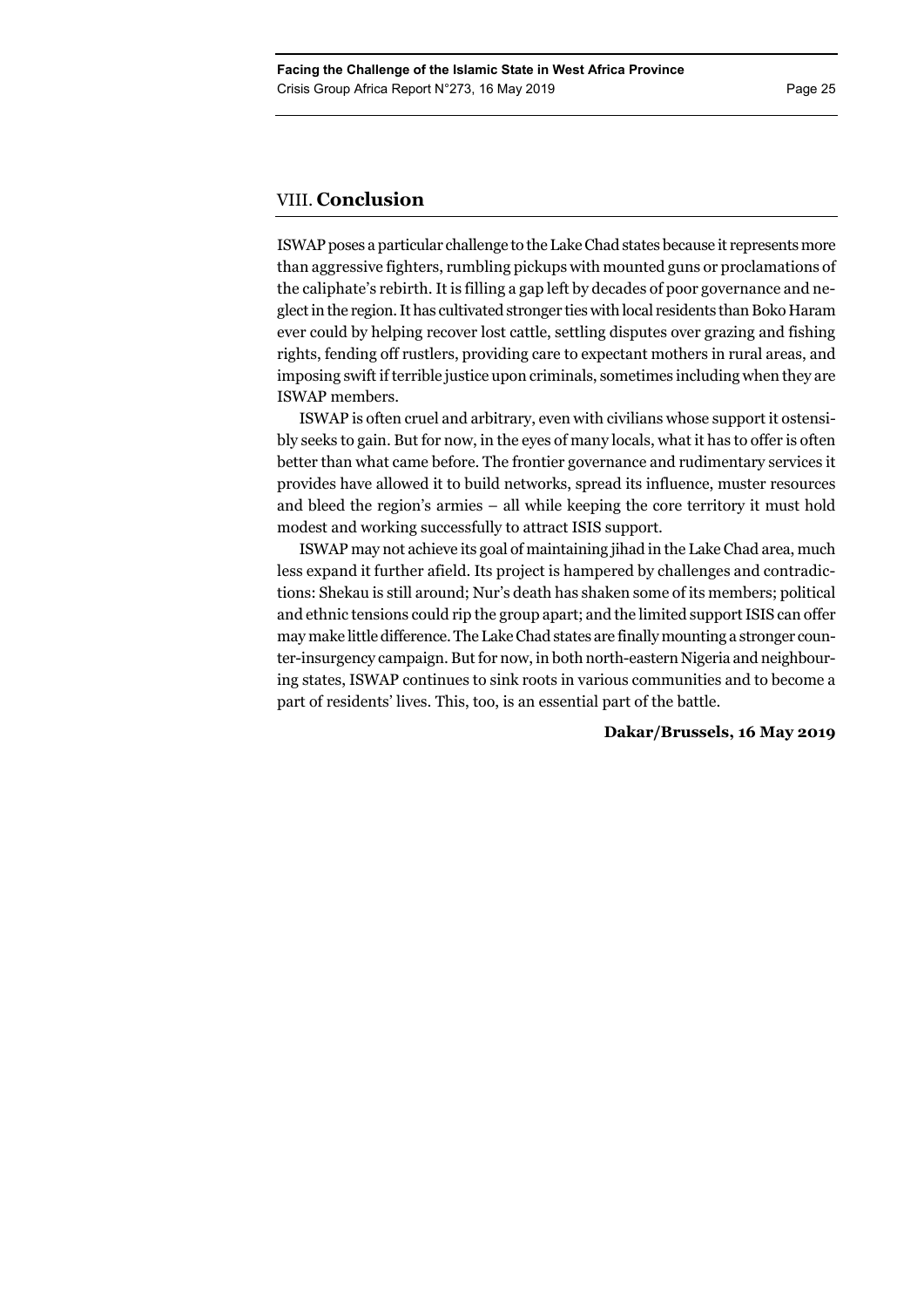## VIII. Conclusion

ISWAP poses a particular challenge to the Lake Chad states because it represents more than aggressive fighters, rumbling pickups with mounted guns or proclamations of the caliphate's rebirth. It is filling a gap left by decades of poor governance and neglect in the region. It has cultivated stronger ties with local residents than Boko Haram ever could by helping recover lost cattle, settling disputes over grazing and fishing rights, fending off rustlers, providing care to expectant mothers in rural areas, and imposing swift if terrible justice upon criminals, sometimes including when they are ISWAP members.

ISWAP is often cruel and arbitrary, even with civilians whose support it ostensibly seeks to gain. But for now, in the eyes of many locals, what it has to offer is often better than what came before. The frontier governance and rudimentary services it provides have allowed it to build networks, spread its influence, muster resources and bleed the region's armies – all while keeping the core territory it must hold modest and working successfully to attract ISIS support.

ISWAP may not achieve its goal of maintaining jihad in the Lake Chad area, much less expand it further afield. Its project is hampered by challenges and contradictions: Shekau is still around; Nur's death has shaken some of its members; political and ethnic tensions could rip the group apart; and the limited support ISIS can offer may make little difference. The Lake Chad states are finally mounting a stronger counter-insurgency campaign. But for now, in both north-eastern Nigeria and neighbouring states, ISWAP continues to sink roots in various communities and to become a part of residents' lives. This, too, is an essential part of the battle.

**Dakar/Brussels, 16 May 2019**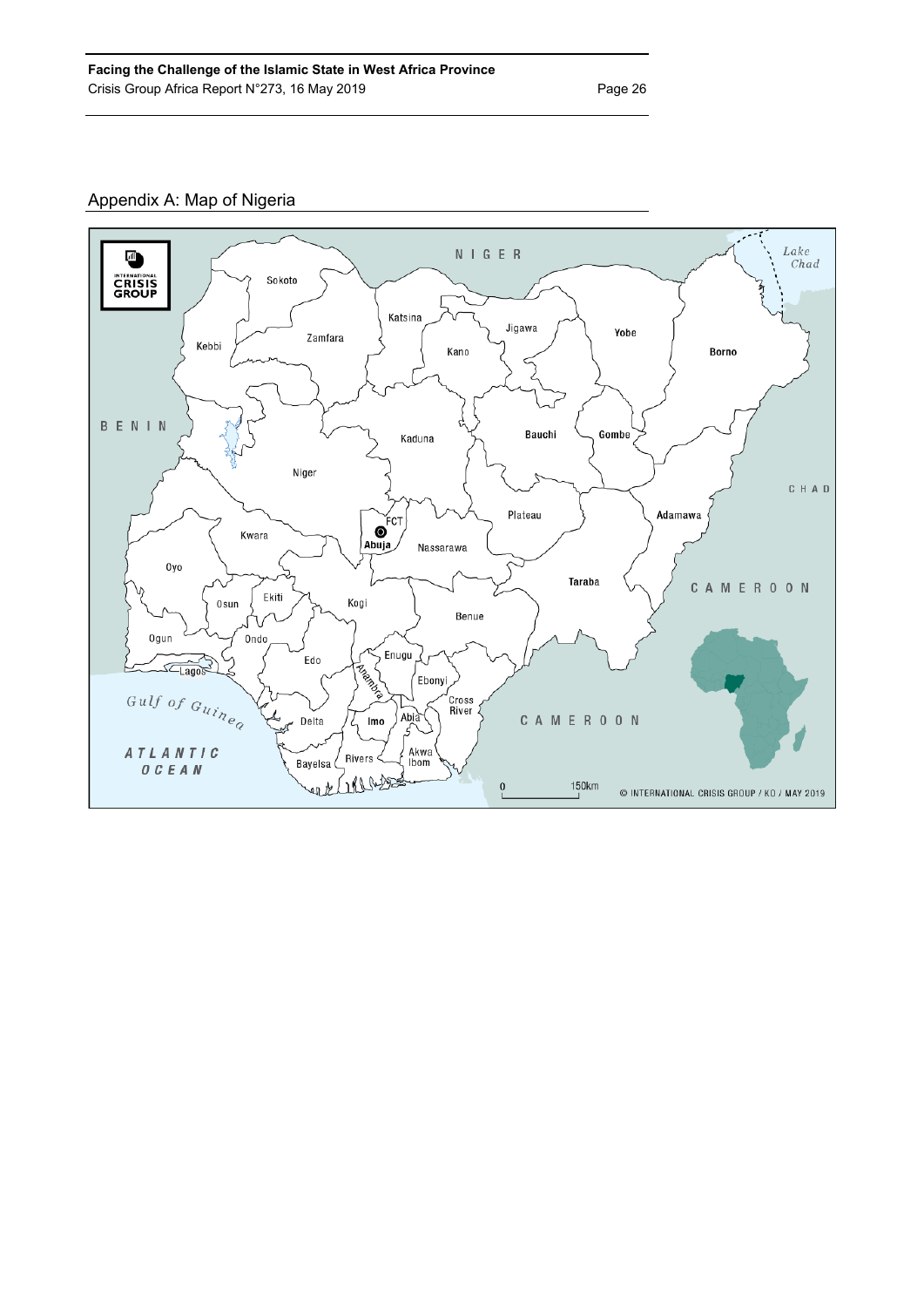## Appendix A: Map of Nigeria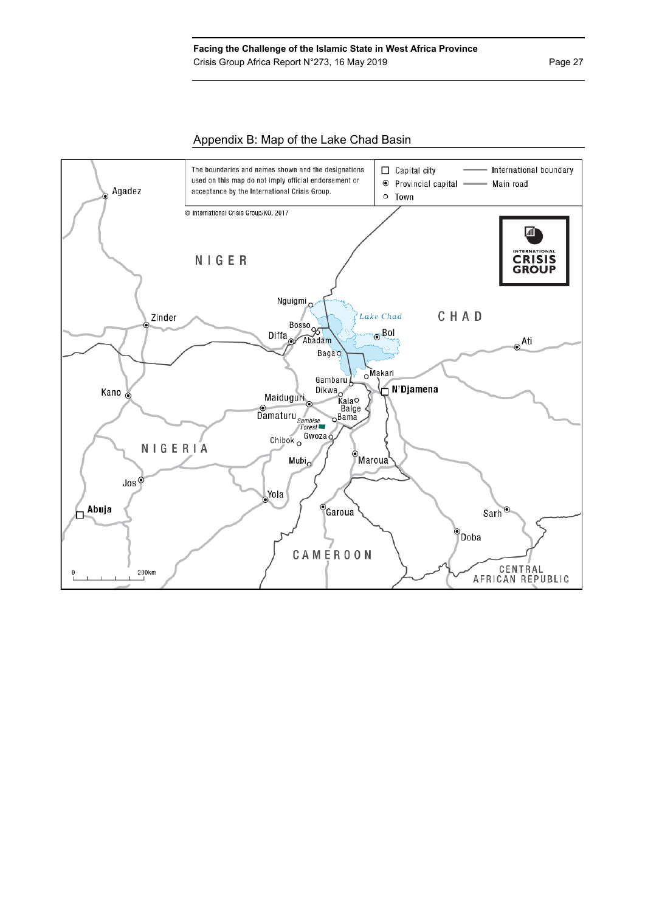## Appendix B: Map of the Lake Chad Basin

The boundaries and names shown and the designations used on this map do not imply official endorsement or acceptance by the International Crisis Group.

© International Crisis Group/KO, 2017

- ☐ Capital city
- ⦿ Provincial capital
- ○ Town
- International boundary
- Main road

NIGER · CHAD · NIGERIA · CAMEROON · CENTRAL AFRICAN REPUBLIC

Agadez, Zinder, Nguigmi, Bosso, Diffa, Abadam, Lake Chad, Bol, Ati, Baga, Makari, Gambaru, Dikwa, N'Djamena, Kano, Maiduguri, Kala, Balge, Damaturu, Bama, Sambisa Forest, Chibok, Gwoza, Mubi, Maroua, Jos, Yola, Abuja, Garoua, Sarh, Doba

0 — 200km

INTERNATIONAL CRISIS GROUP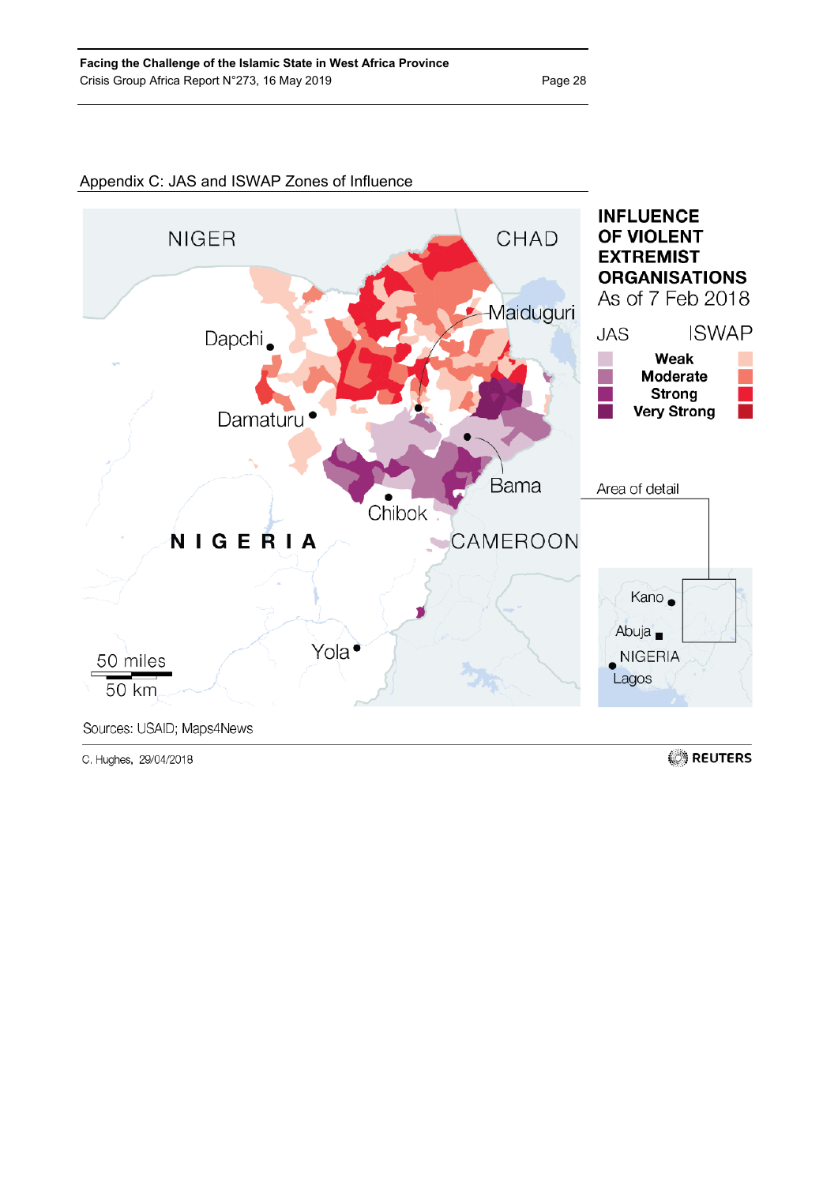Appendix C: JAS and ISWAP Zones of Influence

INFLUENCE OF VIOLENT EXTREMIST ORGANISATIONS
As of 7 Feb 2018

| JAS | | ISWAP |
|---|---|---|
| | Weak | |
| | Moderate | |
| | Strong | |
| | Very Strong | |

NIGER, CHAD, Maiduguri, Dapchi, Damaturu, Bama, Chibok, NIGERIA, CAMEROON, Yola

50 miles
50 km

Area of detail: Kano, Abuja, NIGERIA, Lagos

Sources: USAID; Maps4News

C. Hughes, 29/04/2018

REUTERS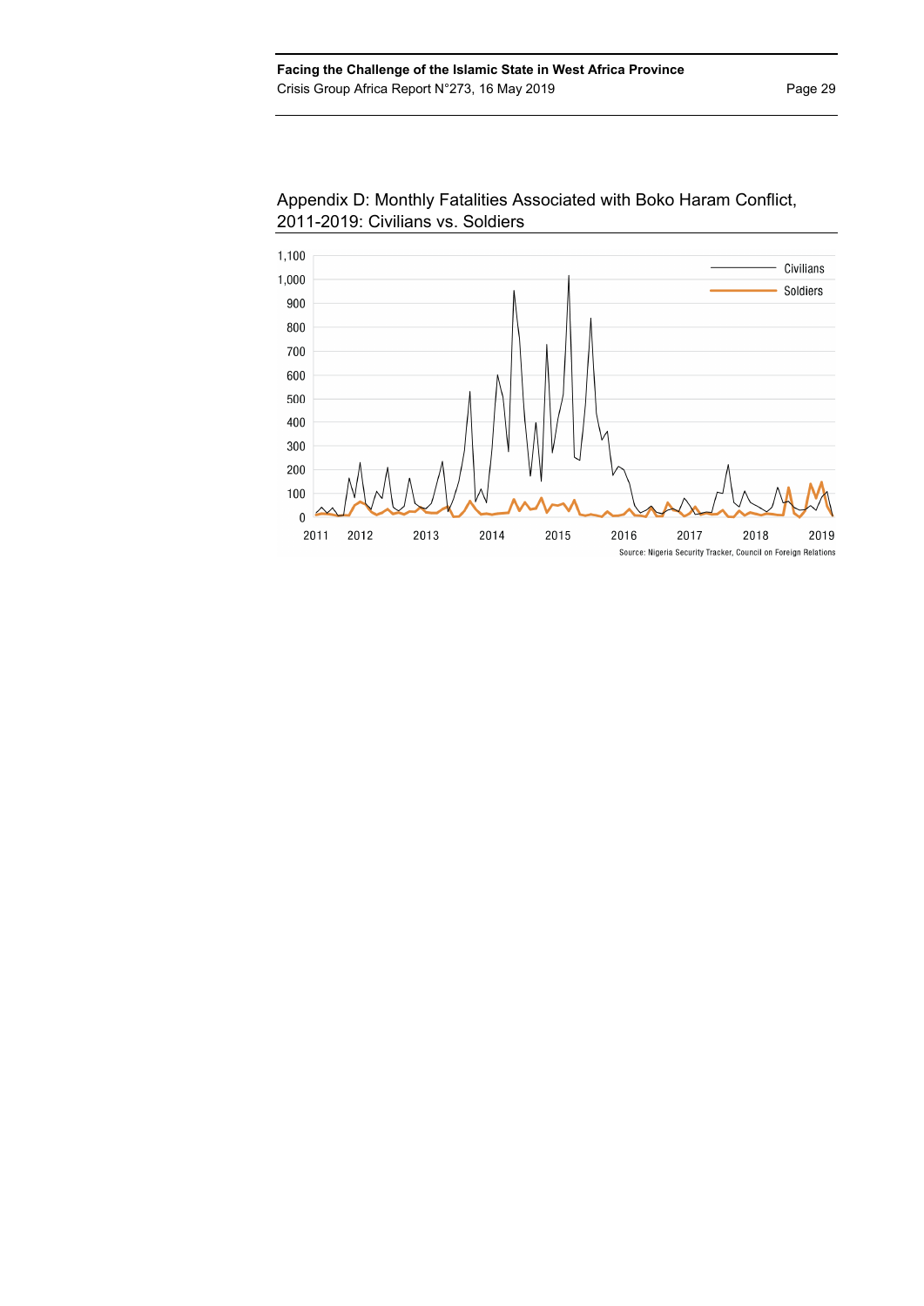## Appendix D: Monthly Fatalities Associated with Boko Haram Conflict, 2011-2019: Civilians vs. Soldiers

Source: Nigeria Security Tracker, Council on Foreign Relations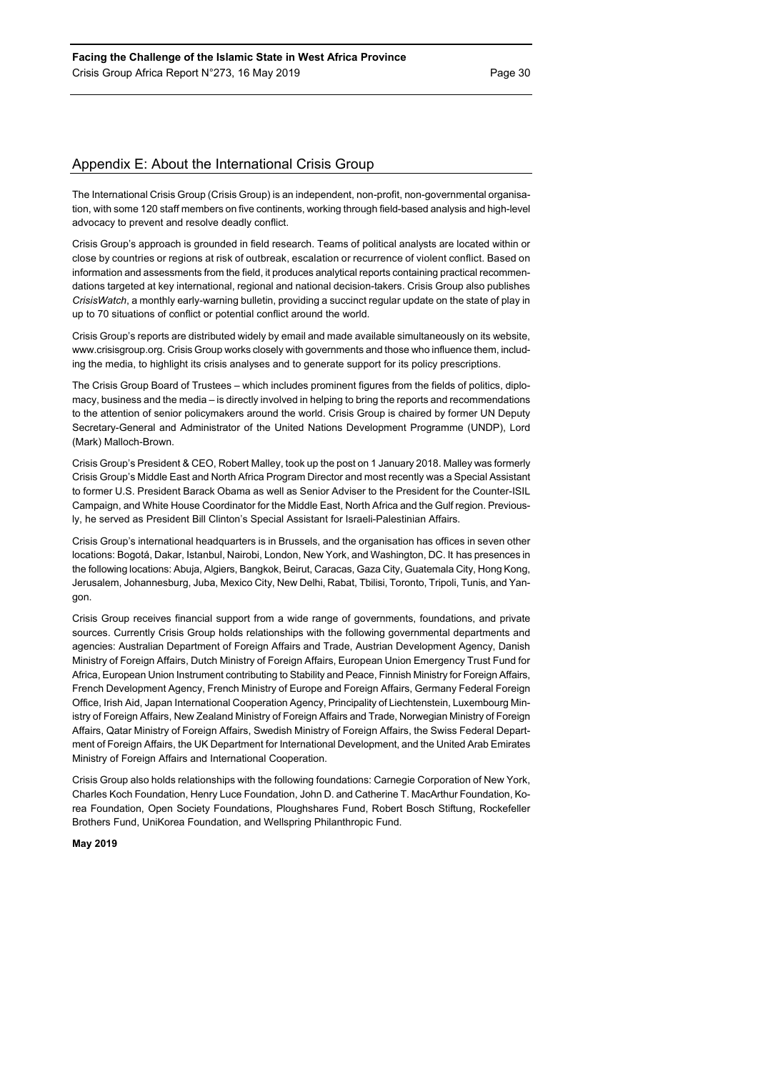## Appendix E: About the International Crisis Group

The International Crisis Group (Crisis Group) is an independent, non-profit, non-governmental organisation, with some 120 staff members on five continents, working through field-based analysis and high-level advocacy to prevent and resolve deadly conflict.

Crisis Group's approach is grounded in field research. Teams of political analysts are located within or close by countries or regions at risk of outbreak, escalation or recurrence of violent conflict. Based on information and assessments from the field, it produces analytical reports containing practical recommendations targeted at key international, regional and national decision-takers. Crisis Group also publishes *CrisisWatch*, a monthly early-warning bulletin, providing a succinct regular update on the state of play in up to 70 situations of conflict or potential conflict around the world.

Crisis Group's reports are distributed widely by email and made available simultaneously on its website, www.crisisgroup.org. Crisis Group works closely with governments and those who influence them, including the media, to highlight its crisis analyses and to generate support for its policy prescriptions.

The Crisis Group Board of Trustees – which includes prominent figures from the fields of politics, diplomacy, business and the media – is directly involved in helping to bring the reports and recommendations to the attention of senior policymakers around the world. Crisis Group is chaired by former UN Deputy Secretary-General and Administrator of the United Nations Development Programme (UNDP), Lord (Mark) Malloch-Brown.

Crisis Group's President & CEO, Robert Malley, took up the post on 1 January 2018. Malley was formerly Crisis Group's Middle East and North Africa Program Director and most recently was a Special Assistant to former U.S. President Barack Obama as well as Senior Adviser to the President for the Counter-ISIL Campaign, and White House Coordinator for the Middle East, North Africa and the Gulf region. Previously, he served as President Bill Clinton's Special Assistant for Israeli-Palestinian Affairs.

Crisis Group's international headquarters is in Brussels, and the organisation has offices in seven other locations: Bogotá, Dakar, Istanbul, Nairobi, London, New York, and Washington, DC. It has presences in the following locations: Abuja, Algiers, Bangkok, Beirut, Caracas, Gaza City, Guatemala City, Hong Kong, Jerusalem, Johannesburg, Juba, Mexico City, New Delhi, Rabat, Tbilisi, Toronto, Tripoli, Tunis, and Yangon.

Crisis Group receives financial support from a wide range of governments, foundations, and private sources. Currently Crisis Group holds relationships with the following governmental departments and agencies: Australian Department of Foreign Affairs and Trade, Austrian Development Agency, Danish Ministry of Foreign Affairs, Dutch Ministry of Foreign Affairs, European Union Emergency Trust Fund for Africa, European Union Instrument contributing to Stability and Peace, Finnish Ministry for Foreign Affairs, French Development Agency, French Ministry of Europe and Foreign Affairs, Germany Federal Foreign Office, Irish Aid, Japan International Cooperation Agency, Principality of Liechtenstein, Luxembourg Ministry of Foreign Affairs, New Zealand Ministry of Foreign Affairs and Trade, Norwegian Ministry of Foreign Affairs, Qatar Ministry of Foreign Affairs, Swedish Ministry of Foreign Affairs, the Swiss Federal Department of Foreign Affairs, the UK Department for International Development, and the United Arab Emirates Ministry of Foreign Affairs and International Cooperation.

Crisis Group also holds relationships with the following foundations: Carnegie Corporation of New York, Charles Koch Foundation, Henry Luce Foundation, John D. and Catherine T. MacArthur Foundation, Korea Foundation, Open Society Foundations, Ploughshares Fund, Robert Bosch Stiftung, Rockefeller Brothers Fund, UniKorea Foundation, and Wellspring Philanthropic Fund.

**May 2019**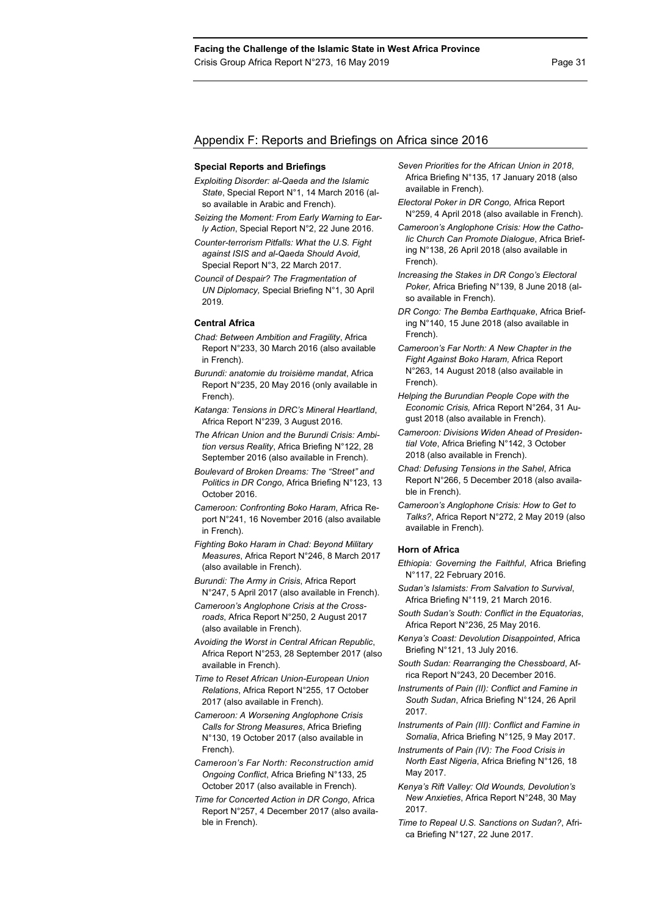## Appendix F: Reports and Briefings on Africa since 2016

### Special Reports and Briefings

*Exploiting Disorder: al-Qaeda and the Islamic State*, Special Report N°1, 14 March 2016 (also available in Arabic and French).

*Seizing the Moment: From Early Warning to Early Action*, Special Report N°2, 22 June 2016.

*Counter-terrorism Pitfalls: What the U.S. Fight against ISIS and al-Qaeda Should Avoid*, Special Report N°3, 22 March 2017.

*Council of Despair? The Fragmentation of UN Diplomacy,* Special Briefing N°1, 30 April 2019.

### Central Africa

*Chad: Between Ambition and Fragility*, Africa Report N°233, 30 March 2016 (also available in French).

*Burundi: anatomie du troisième mandat*, Africa Report N°235, 20 May 2016 (only available in French).

*Katanga: Tensions in DRC's Mineral Heartland*, Africa Report N°239, 3 August 2016.

*The African Union and the Burundi Crisis: Ambition versus Reality*, Africa Briefing N°122, 28 September 2016 (also available in French).

*Boulevard of Broken Dreams: The "Street" and Politics in DR Congo*, Africa Briefing N°123, 13 October 2016.

*Cameroon: Confronting Boko Haram*, Africa Report N°241, 16 November 2016 (also available in French).

*Fighting Boko Haram in Chad: Beyond Military Measures*, Africa Report N°246, 8 March 2017 (also available in French).

*Burundi: The Army in Crisis*, Africa Report N°247, 5 April 2017 (also available in French).

*Cameroon's Anglophone Crisis at the Crossroads*, Africa Report N°250, 2 August 2017 (also available in French).

*Avoiding the Worst in Central African Republic*, Africa Report N°253, 28 September 2017 (also available in French).

*Time to Reset African Union-European Union Relations*, Africa Report N°255, 17 October 2017 (also available in French).

*Cameroon: A Worsening Anglophone Crisis Calls for Strong Measures*, Africa Briefing N°130, 19 October 2017 (also available in French).

*Cameroon's Far North: Reconstruction amid Ongoing Conflict*, Africa Briefing N°133, 25 October 2017 (also available in French).

*Time for Concerted Action in DR Congo*, Africa Report N°257, 4 December 2017 (also available in French).

*Seven Priorities for the African Union in 2018*, Africa Briefing N°135, 17 January 2018 (also available in French).

*Electoral Poker in DR Congo,* Africa Report N°259, 4 April 2018 (also available in French).

*Cameroon's Anglophone Crisis: How the Catholic Church Can Promote Dialogue*, Africa Briefing N°138, 26 April 2018 (also available in French).

*Increasing the Stakes in DR Congo's Electoral Poker,* Africa Briefing N°139, 8 June 2018 (also available in French).

*DR Congo: The Bemba Earthquake*, Africa Briefing N°140, 15 June 2018 (also available in French).

*Cameroon's Far North: A New Chapter in the Fight Against Boko Haram,* Africa Report N°263, 14 August 2018 (also available in French).

*Helping the Burundian People Cope with the Economic Crisis,* Africa Report N°264, 31 August 2018 (also available in French).

*Cameroon: Divisions Widen Ahead of Presidential Vote*, Africa Briefing N°142, 3 October 2018 (also available in French).

*Chad: Defusing Tensions in the Sahel*, Africa Report N°266, 5 December 2018 (also available in French).

*Cameroon's Anglophone Crisis: How to Get to Talks?*, Africa Report N°272, 2 May 2019 (also available in French).

### Horn of Africa

*Ethiopia: Governing the Faithful*, Africa Briefing N°117, 22 February 2016.

*Sudan's Islamists: From Salvation to Survival*, Africa Briefing N°119, 21 March 2016.

*South Sudan's South: Conflict in the Equatorias*, Africa Report N°236, 25 May 2016.

*Kenya's Coast: Devolution Disappointed*, Africa Briefing N°121, 13 July 2016.

*South Sudan: Rearranging the Chessboard*, Africa Report N°243, 20 December 2016.

*Instruments of Pain (II): Conflict and Famine in South Sudan*, Africa Briefing N°124, 26 April 2017.

*Instruments of Pain (III): Conflict and Famine in Somalia*, Africa Briefing N°125, 9 May 2017.

*Instruments of Pain (IV): The Food Crisis in North East Nigeria*, Africa Briefing N°126, 18 May 2017.

*Kenya's Rift Valley: Old Wounds, Devolution's New Anxieties*, Africa Report N°248, 30 May 2017.

*Time to Repeal U.S. Sanctions on Sudan?*, Africa Briefing N°127, 22 June 2017.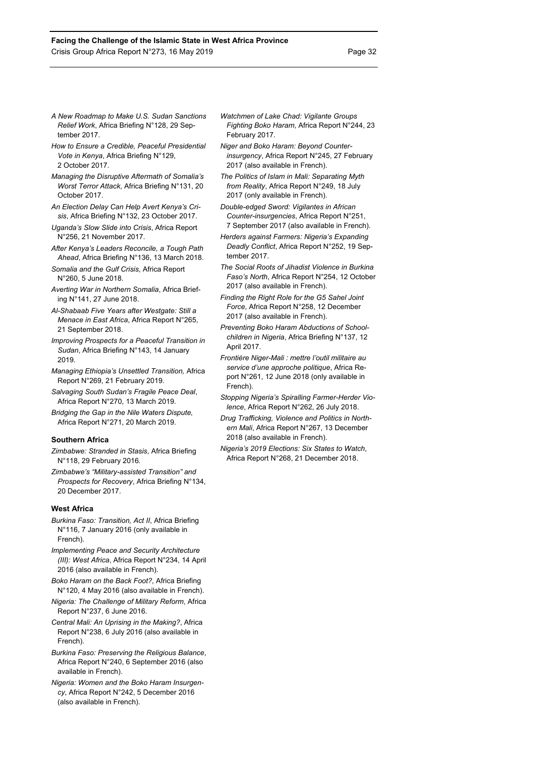*A New Roadmap to Make U.S. Sudan Sanctions Relief Work*, Africa Briefing N°128, 29 September 2017.

*How to Ensure a Credible, Peaceful Presidential Vote in Kenya*, Africa Briefing N°129, 2 October 2017.

*Managing the Disruptive Aftermath of Somalia's Worst Terror Attack*, Africa Briefing N°131, 20 October 2017.

*An Election Delay Can Help Avert Kenya's Crisis*, Africa Briefing N°132, 23 October 2017.

*Uganda's Slow Slide into Crisis*, Africa Report N°256, 21 November 2017.

*After Kenya's Leaders Reconcile, a Tough Path Ahead*, Africa Briefing N°136, 13 March 2018.

*Somalia and the Gulf Crisis*, Africa Report N°260, 5 June 2018.

*Averting War in Northern Somalia*, Africa Briefing N°141, 27 June 2018.

*Al-Shabaab Five Years after Westgate: Still a Menace in East Africa*, Africa Report N°265, 21 September 2018.

*Improving Prospects for a Peaceful Transition in Sudan*, Africa Briefing N°143, 14 January 2019.

*Managing Ethiopia's Unsettled Transition,* Africa Report N°269, 21 February 2019.

*Salvaging South Sudan's Fragile Peace Deal*, Africa Report N°270, 13 March 2019.

*Bridging the Gap in the Nile Waters Dispute,* Africa Report N°271, 20 March 2019.

### Southern Africa

*Zimbabwe: Stranded in Stasis*, Africa Briefing N°118, 29 February 2016.

*Zimbabwe's "Military-assisted Transition" and Prospects for Recovery*, Africa Briefing N°134, 20 December 2017.

### West Africa

*Burkina Faso: Transition, Act II*, Africa Briefing N°116, 7 January 2016 (only available in French).

*Implementing Peace and Security Architecture (III): West Africa*, Africa Report N°234, 14 April 2016 (also available in French).

*Boko Haram on the Back Foot?*, Africa Briefing N°120, 4 May 2016 (also available in French).

*Nigeria: The Challenge of Military Reform*, Africa Report N°237, 6 June 2016.

*Central Mali: An Uprising in the Making?*, Africa Report N°238, 6 July 2016 (also available in French).

*Burkina Faso: Preserving the Religious Balance*, Africa Report N°240, 6 September 2016 (also available in French).

*Nigeria: Women and the Boko Haram Insurgency*, Africa Report N°242, 5 December 2016 (also available in French).

*Watchmen of Lake Chad: Vigilante Groups Fighting Boko Haram*, Africa Report N°244, 23 February 2017.

*Niger and Boko Haram: Beyond Counter-insurgency*, Africa Report N°245, 27 February 2017 (also available in French).

*The Politics of Islam in Mali: Separating Myth from Reality*, Africa Report N°249, 18 July 2017 (only available in French).

*Double-edged Sword: Vigilantes in African Counter-insurgencies*, Africa Report N°251, 7 September 2017 (also available in French).

*Herders against Farmers: Nigeria's Expanding Deadly Conflict*, Africa Report N°252, 19 September 2017.

*The Social Roots of Jihadist Violence in Burkina Faso's North*, Africa Report N°254, 12 October 2017 (also available in French).

*Finding the Right Role for the G5 Sahel Joint Force*, Africa Report N°258, 12 December 2017 (also available in French).

*Preventing Boko Haram Abductions of Schoolchildren in Nigeria*, Africa Briefing N°137, 12 April 2017.

*Frontière Niger-Mali : mettre l'outil militaire au service d'une approche politique*, Africa Report N°261, 12 June 2018 (only available in French).

*Stopping Nigeria's Spiralling Farmer-Herder Violence*, Africa Report N°262, 26 July 2018.

*Drug Trafficking, Violence and Politics in Northern Mali*, Africa Report N°267, 13 December 2018 (also available in French).

*Nigeria's 2019 Elections: Six States to Watch*, Africa Report N°268, 21 December 2018.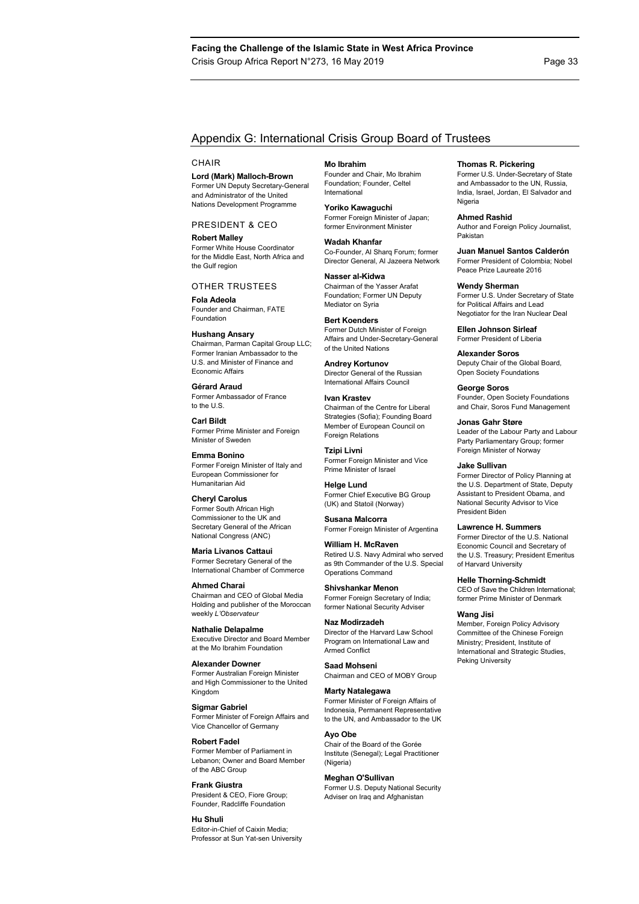## Appendix G: International Crisis Group Board of Trustees

### CHAIR

**Lord (Mark) Malloch-Brown**
Former UN Deputy Secretary-General and Administrator of the United Nations Development Programme

### PRESIDENT & CEO

**Robert Malley**
Former White House Coordinator for the Middle East, North Africa and the Gulf region

### OTHER TRUSTEES

**Fola Adeola**
Founder and Chairman, FATE Foundation

**Hushang Ansary**
Chairman, Parman Capital Group LLC; Former Iranian Ambassador to the U.S. and Minister of Finance and Economic Affairs

**Gérard Araud**
Former Ambassador of France to the U.S.

**Carl Bildt**
Former Prime Minister and Foreign Minister of Sweden

**Emma Bonino**
Former Foreign Minister of Italy and European Commissioner for Humanitarian Aid

**Cheryl Carolus**
Former South African High Commissioner to the UK and Secretary General of the African National Congress (ANC)

**Maria Livanos Cattaui**
Former Secretary General of the International Chamber of Commerce

**Ahmed Charai**
Chairman and CEO of Global Media Holding and publisher of the Moroccan weekly *L'Observateur*

**Nathalie Delapalme**
Executive Director and Board Member at the Mo Ibrahim Foundation

**Alexander Downer**
Former Australian Foreign Minister and High Commissioner to the United Kingdom

**Sigmar Gabriel**
Former Minister of Foreign Affairs and Vice Chancellor of Germany

**Robert Fadel**
Former Member of Parliament in Lebanon; Owner and Board Member of the ABC Group

**Frank Giustra**
President & CEO, Fiore Group; Founder, Radcliffe Foundation

**Hu Shuli**
Editor-in-Chief of Caixin Media; Professor at Sun Yat-sen University

**Mo Ibrahim**
Founder and Chair, Mo Ibrahim Foundation; Founder, Celtel International

**Yoriko Kawaguchi**
Former Foreign Minister of Japan; former Environment Minister

**Wadah Khanfar**
Co-Founder, Al Sharq Forum; former Director General, Al Jazeera Network

**Nasser al-Kidwa**
Chairman of the Yasser Arafat Foundation; Former UN Deputy Mediator on Syria

**Bert Koenders**
Former Dutch Minister of Foreign Affairs and Under-Secretary-General of the United Nations

**Andrey Kortunov**
Director General of the Russian International Affairs Council

**Ivan Krastev**
Chairman of the Centre for Liberal Strategies (Sofia); Founding Board Member of European Council on Foreign Relations

**Tzipi Livni**
Former Foreign Minister and Vice Prime Minister of Israel

**Helge Lund**
Former Chief Executive BG Group (UK) and Statoil (Norway)

**Susana Malcorra**
Former Foreign Minister of Argentina

**William H. McRaven**
Retired U.S. Navy Admiral who served as 9th Commander of the U.S. Special Operations Command

**Shivshankar Menon**
Former Foreign Secretary of India; former National Security Adviser

**Naz Modirzadeh**
Director of the Harvard Law School Program on International Law and Armed Conflict

**Saad Mohseni**
Chairman and CEO of MOBY Group

**Marty Natalegawa**
Former Minister of Foreign Affairs of Indonesia, Permanent Representative to the UN, and Ambassador to the UK

**Ayo Obe**
Chair of the Board of the Gorée Institute (Senegal); Legal Practitioner (Nigeria)

**Meghan O'Sullivan**
Former U.S. Deputy National Security Adviser on Iraq and Afghanistan

**Thomas R. Pickering**
Former U.S. Under-Secretary of State and Ambassador to the UN, Russia, India, Israel, Jordan, El Salvador and Nigeria

**Ahmed Rashid**
Author and Foreign Policy Journalist, Pakistan

**Juan Manuel Santos Calderón**
Former President of Colombia; Nobel Peace Prize Laureate 2016

**Wendy Sherman**
Former U.S. Under Secretary of State for Political Affairs and Lead Negotiator for the Iran Nuclear Deal

**Ellen Johnson Sirleaf**
Former President of Liberia

**Alexander Soros**
Deputy Chair of the Global Board, Open Society Foundations

**George Soros**
Founder, Open Society Foundations and Chair, Soros Fund Management

**Jonas Gahr Støre**
Leader of the Labour Party and Labour Party Parliamentary Group; former Foreign Minister of Norway

**Jake Sullivan**
Former Director of Policy Planning at the U.S. Department of State, Deputy Assistant to President Obama, and National Security Advisor to Vice President Biden

**Lawrence H. Summers**
Former Director of the U.S. National Economic Council and Secretary of the U.S. Treasury; President Emeritus of Harvard University

**Helle Thorning-Schmidt**
CEO of Save the Children International; former Prime Minister of Denmark

**Wang Jisi**
Member, Foreign Policy Advisory Committee of the Chinese Foreign Ministry; President, Institute of International and Strategic Studies, Peking University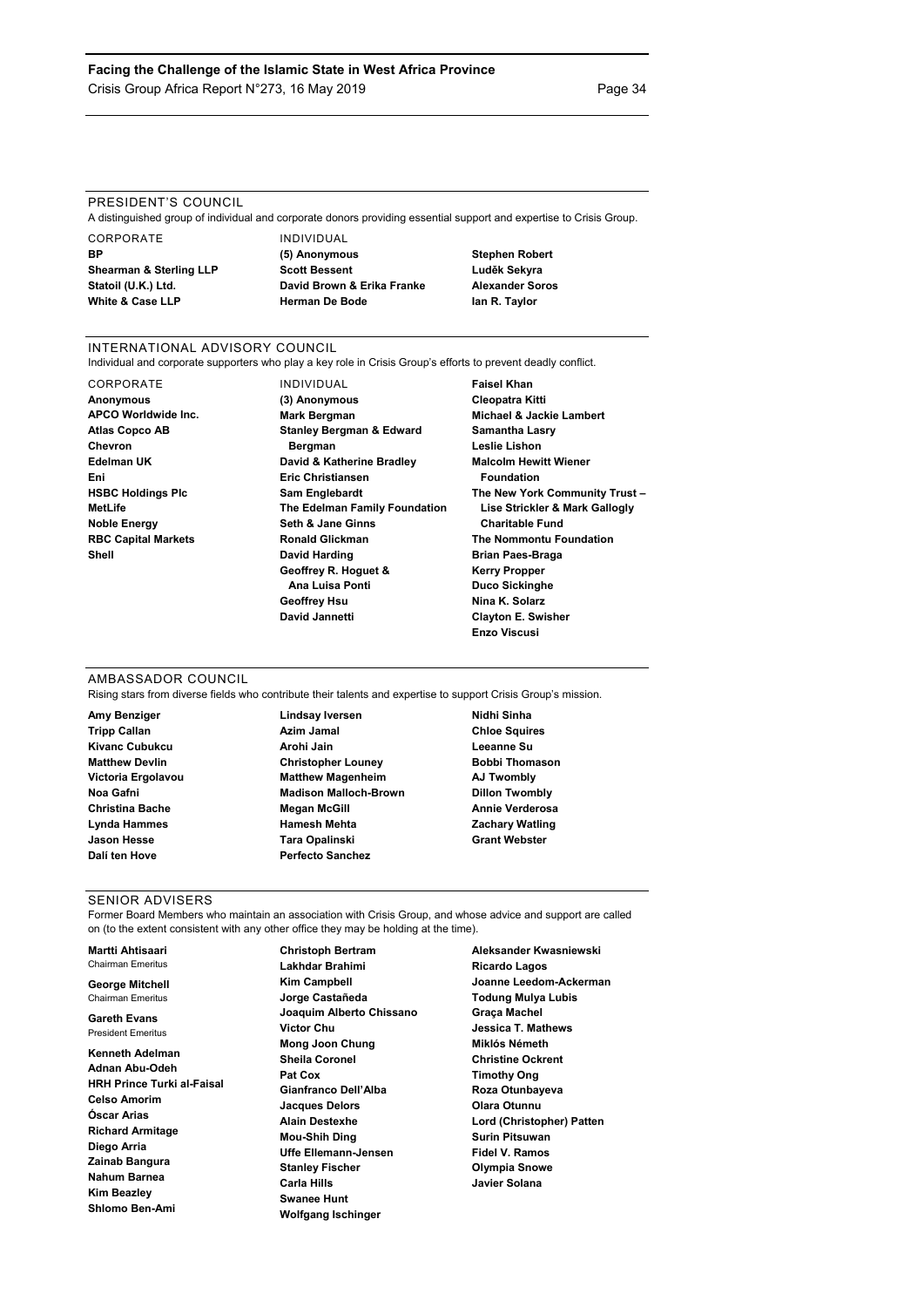## PRESIDENT'S COUNCIL

A distinguished group of individual and corporate donors providing essential support and expertise to Crisis Group.

CORPORATE

**BP**
**Shearman & Sterling LLP**
**Statoil (U.K.) Ltd.**
**White & Case LLP**

INDIVIDUAL

**(5) Anonymous**
**Scott Bessent**
**David Brown & Erika Franke**
**Herman De Bode**
**Stephen Robert**
**Luděk Sekyra**
**Alexander Soros**
**Ian R. Taylor**

## INTERNATIONAL ADVISORY COUNCIL

Individual and corporate supporters who play a key role in Crisis Group's efforts to prevent deadly conflict.

CORPORATE

**Anonymous**
**APCO Worldwide Inc.**
**Atlas Copco AB**
**Chevron**
**Edelman UK**
**Eni**
**HSBC Holdings Plc**
**MetLife**
**Noble Energy**
**RBC Capital Markets**
**Shell**

INDIVIDUAL

**(3) Anonymous**
**Mark Bergman**
**Stanley Bergman & Edward Bergman**
**David & Katherine Bradley**
**Eric Christiansen**
**Sam Englebardt**
**The Edelman Family Foundation**
**Seth & Jane Ginns**
**Ronald Glickman**
**David Harding**
**Geoffrey R. Hoguet & Ana Luisa Ponti**
**Geoffrey Hsu**
**David Jannetti**
**Faisel Khan**
**Cleopatra Kitti**
**Michael & Jackie Lambert**
**Samantha Lasry**
**Leslie Lishon**
**Malcolm Hewitt Wiener Foundation**
**The New York Community Trust – Lise Strickler & Mark Gallogly Charitable Fund**
**The Nommontu Foundation**
**Brian Paes-Braga**
**Kerry Propper**
**Duco Sickinghe**
**Nina K. Solarz**
**Clayton E. Swisher**
**Enzo Viscusi**

## AMBASSADOR COUNCIL

Rising stars from diverse fields who contribute their talents and expertise to support Crisis Group's mission.

**Amy Benziger**
**Tripp Callan**
**Kivanc Cubukcu**
**Matthew Devlin**
**Victoria Ergolavou**
**Noa Gafni**
**Christina Bache**
**Lynda Hammes**
**Jason Hesse**
**Dalí ten Hove**
**Lindsay Iversen**
**Azim Jamal**
**Arohi Jain**
**Christopher Louney**
**Matthew Magenheim**
**Madison Malloch-Brown**
**Megan McGill**
**Hamesh Mehta**
**Tara Opalinski**
**Perfecto Sanchez**
**Nidhi Sinha**
**Chloe Squires**
**Leeanne Su**
**Bobbi Thomason**
**AJ Twombly**
**Dillon Twombly**
**Annie Verderosa**
**Zachary Watling**
**Grant Webster**

## SENIOR ADVISERS

Former Board Members who maintain an association with Crisis Group, and whose advice and support are called on (to the extent consistent with any other office they may be holding at the time).

**Martti Ahtisaari**
Chairman Emeritus

**George Mitchell**
Chairman Emeritus

**Gareth Evans**
President Emeritus

**Kenneth Adelman**
**Adnan Abu-Odeh**
**HRH Prince Turki al-Faisal**
**Celso Amorim**
**Óscar Arias**
**Richard Armitage**
**Diego Arria**
**Zainab Bangura**
**Nahum Barnea**
**Kim Beazley**
**Shlomo Ben-Ami**
**Christoph Bertram**
**Lakhdar Brahimi**
**Kim Campbell**
**Jorge Castañeda**
**Joaquim Alberto Chissano**
**Victor Chu**
**Mong Joon Chung**
**Sheila Coronel**
**Pat Cox**
**Gianfranco Dell'Alba**
**Jacques Delors**
**Alain Destexhe**
**Mou-Shih Ding**
**Uffe Ellemann-Jensen**
**Stanley Fischer**
**Carla Hills**
**Swanee Hunt**
**Wolfgang Ischinger**
**Aleksander Kwasniewski**
**Ricardo Lagos**
**Joanne Leedom-Ackerman**
**Todung Mulya Lubis**
**Graça Machel**
**Jessica T. Mathews**
**Miklós Németh**
**Christine Ockrent**
**Timothy Ong**
**Roza Otunbayeva**
**Olara Otunnu**
**Lord (Christopher) Patten**
**Surin Pitsuwan**
**Fidel V. Ramos**
**Olympia Snowe**
**Javier Solana**